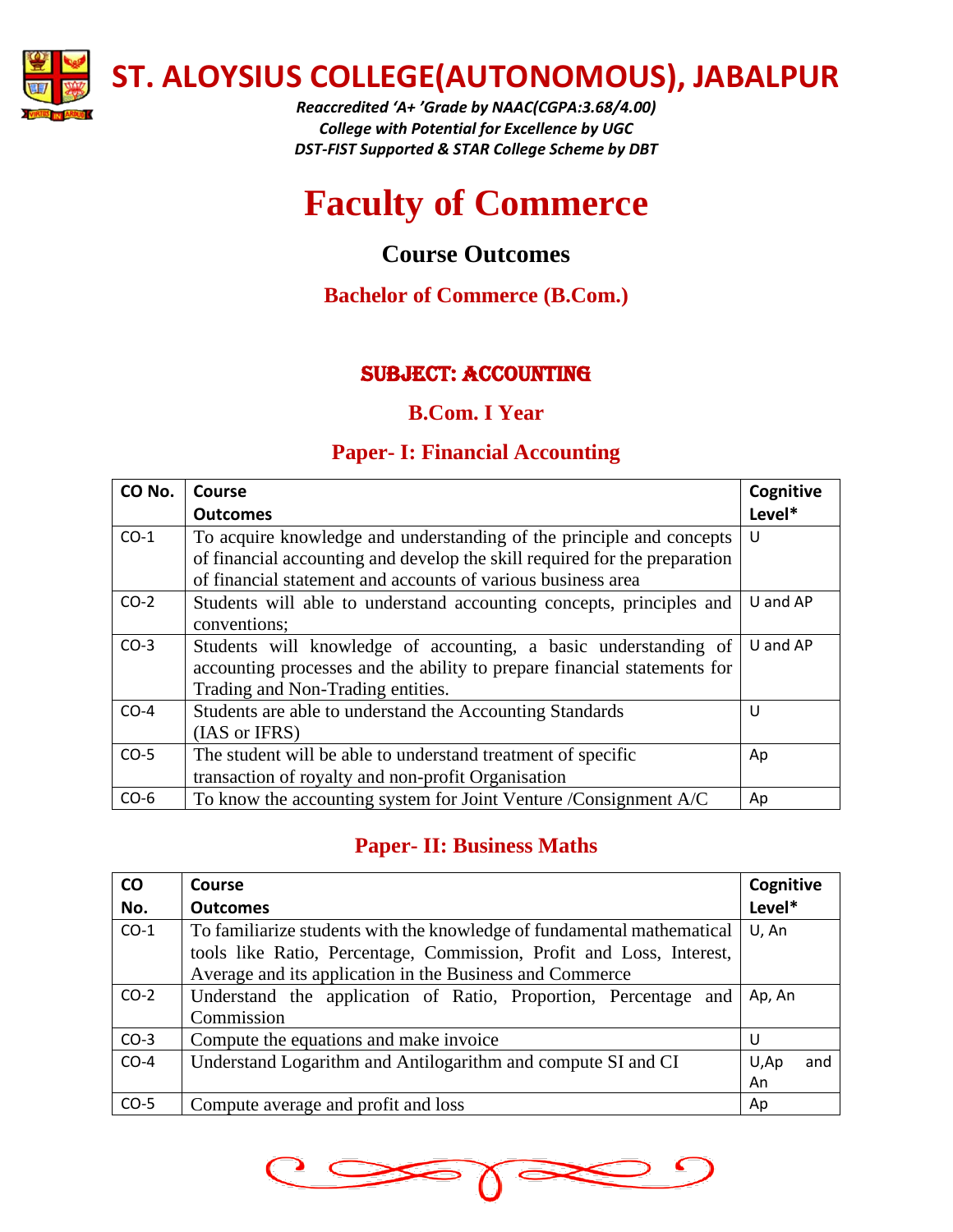# ST. ALOYSIUS COLLEGE(AUTONOMOUS), JABALPUR

*Reaccredited 'A+ 'Grade by NAAC(CGPA:3.68/4.00)*
*College with Potential for Excellence by UGC*
*DST-FIST Supported & STAR College Scheme by DBT*

# Faculty of Commerce

## Course Outcomes

## Bachelor of Commerce (B.Com.)

### SUBJECT: ACCOUNTING

### B.Com. I Year

### Paper- I: Financial Accounting

| CO No. | Course Outcomes | Cognitive Level* |
|---|---|---|
| CO-1 | To acquire knowledge and understanding of the principle and concepts of financial accounting and develop the skill required for the preparation of financial statement and accounts of various business area | U |
| CO-2 | Students will able to understand accounting concepts, principles and conventions; | U and AP |
| CO-3 | Students will knowledge of accounting, a basic understanding of accounting processes and the ability to prepare financial statements for Trading and Non-Trading entities. | U and AP |
| CO-4 | Students are able to understand the Accounting Standards (IAS or IFRS) | U |
| CO-5 | The student will be able to understand treatment of specific transaction of royalty and non-profit Organisation | Ap |
| CO-6 | To know the accounting system for Joint Venture /Consignment A/C | Ap |

### Paper- II: Business Maths

| CO No. | Course Outcomes | Cognitive Level* |
|---|---|---|
| CO-1 | To familiarize students with the knowledge of fundamental mathematical tools like Ratio, Percentage, Commission, Profit and Loss, Interest, Average and its application in the Business and Commerce | U, An |
| CO-2 | Understand the application of Ratio, Proportion, Percentage and Commission | Ap, An |
| CO-3 | Compute the equations and make invoice | U |
| CO-4 | Understand Logarithm and Antilogarithm and compute SI and CI | U,Ap and An |
| CO-5 | Compute average and profit and loss | Ap |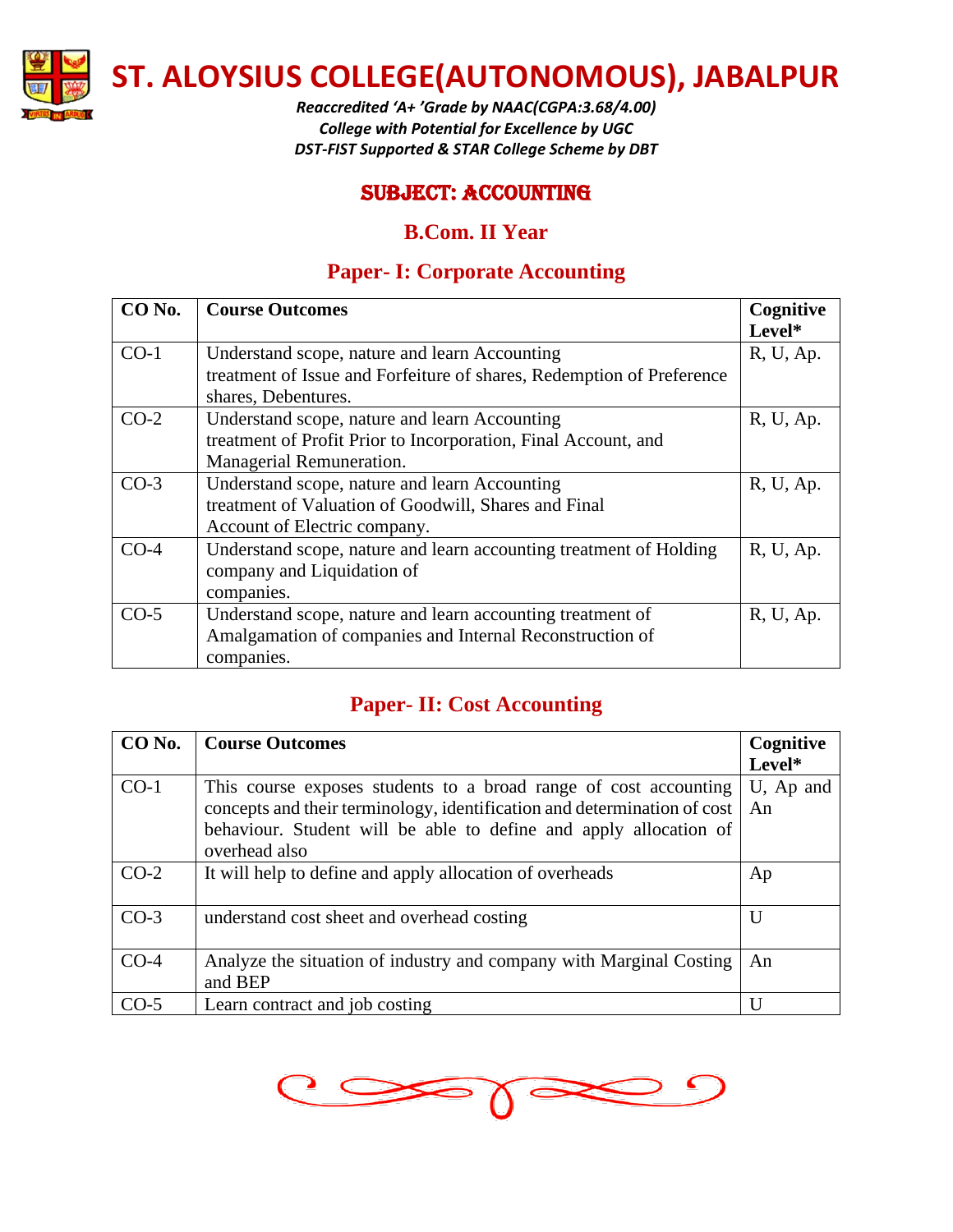# ST. ALOYSIUS COLLEGE(AUTONOMOUS), JABALPUR

*Reaccredited 'A+ 'Grade by NAAC(CGPA:3.68/4.00)*
*College with Potential for Excellence by UGC*
*DST-FIST Supported & STAR College Scheme by DBT*

## SUBJECT: ACCOUNTING

## B.Com. II Year

### Paper- I: Corporate Accounting

| CO No. | Course Outcomes | Cognitive Level* |
|---|---|---|
| CO-1 | Understand scope, nature and learn Accounting treatment of Issue and Forfeiture of shares, Redemption of Preference shares, Debentures. | R, U, Ap. |
| CO-2 | Understand scope, nature and learn Accounting treatment of Profit Prior to Incorporation, Final Account, and Managerial Remuneration. | R, U, Ap. |
| CO-3 | Understand scope, nature and learn Accounting treatment of Valuation of Goodwill, Shares and Final Account of Electric company. | R, U, Ap. |
| CO-4 | Understand scope, nature and learn accounting treatment of Holding company and Liquidation of companies. | R, U, Ap. |
| CO-5 | Understand scope, nature and learn accounting treatment of Amalgamation of companies and Internal Reconstruction of companies. | R, U, Ap. |

### Paper- II: Cost Accounting

| CO No. | Course Outcomes | Cognitive Level* |
|---|---|---|
| CO-1 | This course exposes students to a broad range of cost accounting concepts and their terminology, identification and determination of cost behaviour. Student will be able to define and apply allocation of overhead also | U, Ap and An |
| CO-2 | It will help to define and apply allocation of overheads | Ap |
| CO-3 | understand cost sheet and overhead costing | U |
| CO-4 | Analyze the situation of industry and company with Marginal Costing and BEP | An |
| CO-5 | Learn contract and job costing | U |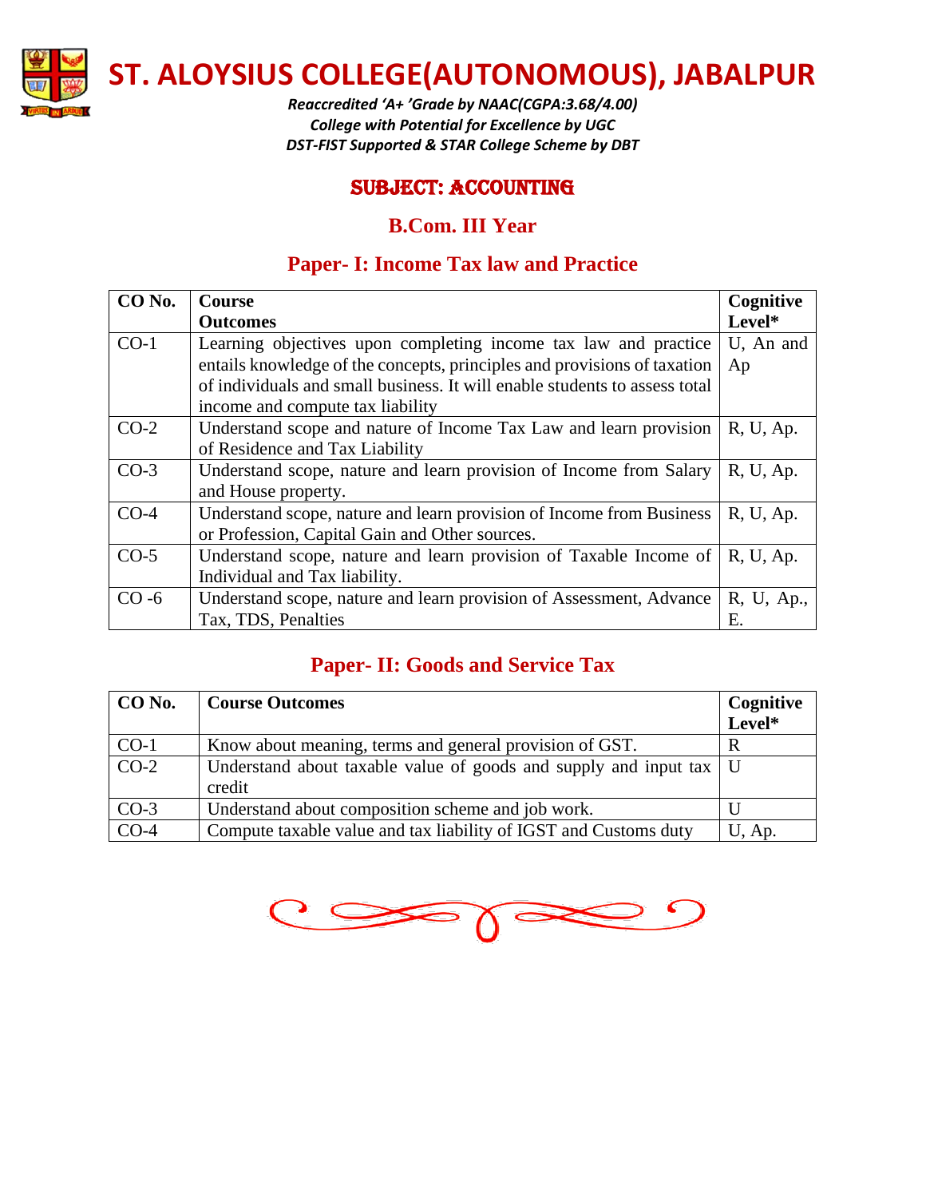# ST. ALOYSIUS COLLEGE(AUTONOMOUS), JABALPUR

*Reaccredited 'A+ 'Grade by NAAC(CGPA:3.68/4.00)*
*College with Potential for Excellence by UGC*
*DST-FIST Supported & STAR College Scheme by DBT*

## SUBJECT: ACCOUNTING

## B.Com. III Year

## Paper- I: Income Tax law and Practice

| CO No. | Course Outcomes | Cognitive Level* |
|---|---|---|
| CO-1 | Learning objectives upon completing income tax law and practice entails knowledge of the concepts, principles and provisions of taxation of individuals and small business. It will enable students to assess total income and compute tax liability | U, An and Ap |
| CO-2 | Understand scope and nature of Income Tax Law and learn provision of Residence and Tax Liability | R, U, Ap. |
| CO-3 | Understand scope, nature and learn provision of Income from Salary and House property. | R, U, Ap. |
| CO-4 | Understand scope, nature and learn provision of Income from Business or Profession, Capital Gain and Other sources. | R, U, Ap. |
| CO-5 | Understand scope, nature and learn provision of Taxable Income of Individual and Tax liability. | R, U, Ap. |
| CO -6 | Understand scope, nature and learn provision of Assessment, Advance Tax, TDS, Penalties | R, U, Ap., E. |

## Paper- II: Goods and Service Tax

| CO No. | Course Outcomes | Cognitive Level* |
|---|---|---|
| CO-1 | Know about meaning, terms and general provision of GST. | R |
| CO-2 | Understand about taxable value of goods and supply and input tax credit | U |
| CO-3 | Understand about composition scheme and job work. | U |
| CO-4 | Compute taxable value and tax liability of IGST and Customs duty | U, Ap. |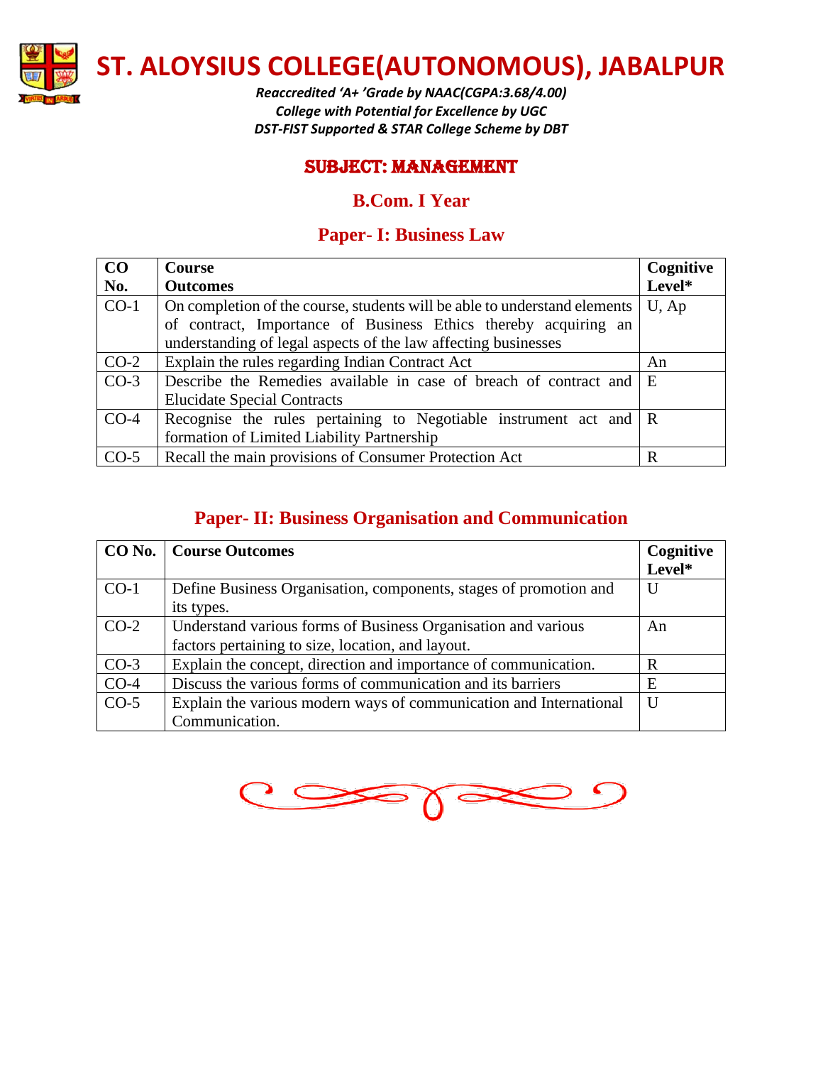# ST. ALOYSIUS COLLEGE(AUTONOMOUS), JABALPUR

*Reaccredited 'A+ 'Grade by NAAC(CGPA:3.68/4.00)*
*College with Potential for Excellence by UGC*
*DST-FIST Supported & STAR College Scheme by DBT*

## SUBJECT: MANAGEMENT

## B.Com. I Year

### Paper- I: Business Law

| CO No. | Course Outcomes | Cognitive Level* |
|---|---|---|
| CO-1 | On completion of the course, students will be able to understand elements of contract, Importance of Business Ethics thereby acquiring an understanding of legal aspects of the law affecting businesses | U, Ap |
| CO-2 | Explain the rules regarding Indian Contract Act | An |
| CO-3 | Describe the Remedies available in case of breach of contract and Elucidate Special Contracts | E |
| CO-4 | Recognise the rules pertaining to Negotiable instrument act and formation of Limited Liability Partnership | R |
| CO-5 | Recall the main provisions of Consumer Protection Act | R |

### Paper- II: Business Organisation and Communication

| CO No. | Course Outcomes | Cognitive Level* |
|---|---|---|
| CO-1 | Define Business Organisation, components, stages of promotion and its types. | U |
| CO-2 | Understand various forms of Business Organisation and various factors pertaining to size, location, and layout. | An |
| CO-3 | Explain the concept, direction and importance of communication. | R |
| CO-4 | Discuss the various forms of communication and its barriers | E |
| CO-5 | Explain the various modern ways of communication and International Communication. | U |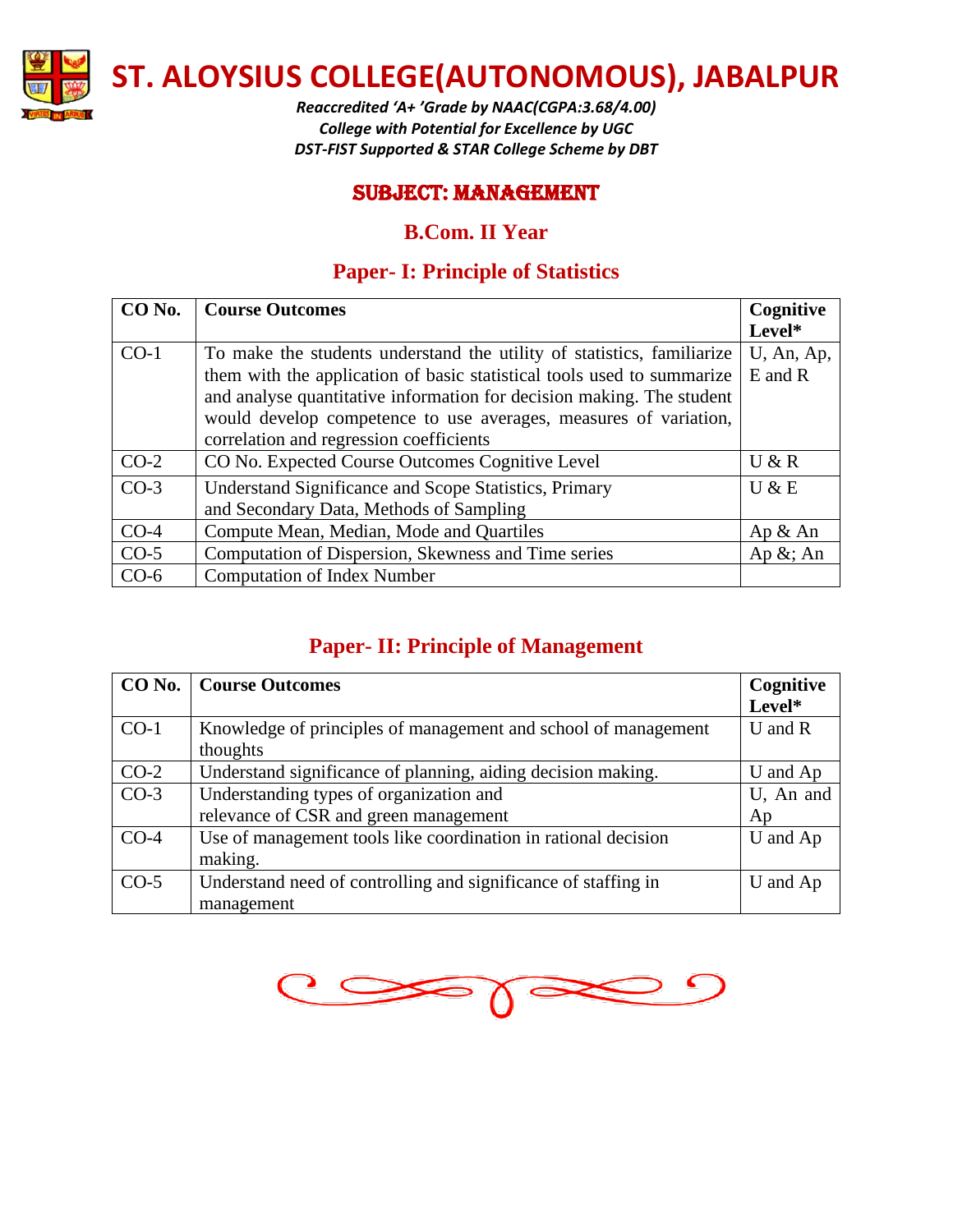# ST. ALOYSIUS COLLEGE(AUTONOMOUS), JABALPUR

*Reaccredited 'A+ 'Grade by NAAC(CGPA:3.68/4.00)*
*College with Potential for Excellence by UGC*
*DST-FIST Supported & STAR College Scheme by DBT*

## SUBJECT: MANAGEMENT

## B.Com. II Year

### Paper- I: Principle of Statistics

| CO No. | Course Outcomes | Cognitive Level* |
|---|---|---|
| CO-1 | To make the students understand the utility of statistics, familiarize them with the application of basic statistical tools used to summarize and analyse quantitative information for decision making. The student would develop competence to use averages, measures of variation, correlation and regression coefficients | U, An, Ap, E and R |
| CO-2 | CO No. Expected Course Outcomes Cognitive Level | U & R |
| CO-3 | Understand Significance and Scope Statistics, Primary and Secondary Data, Methods of Sampling | U & E |
| CO-4 | Compute Mean, Median, Mode and Quartiles | Ap & An |
| CO-5 | Computation of Dispersion, Skewness and Time series | Ap &; An |
| CO-6 | Computation of Index Number | |

### Paper- II: Principle of Management

| CO No. | Course Outcomes | Cognitive Level* |
|---|---|---|
| CO-1 | Knowledge of principles of management and school of management thoughts | U and R |
| CO-2 | Understand significance of planning, aiding decision making. | U and Ap |
| CO-3 | Understanding types of organization and relevance of CSR and green management | U, An and Ap |
| CO-4 | Use of management tools like coordination in rational decision making. | U and Ap |
| CO-5 | Understand need of controlling and significance of staffing in management | U and Ap |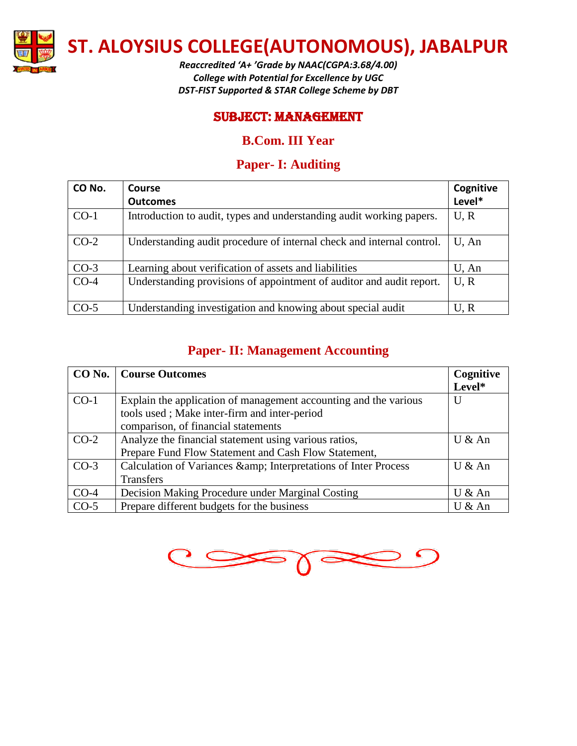# ST. ALOYSIUS COLLEGE(AUTONOMOUS), JABALPUR

*Reaccredited 'A+ 'Grade by NAAC(CGPA:3.68/4.00)*
*College with Potential for Excellence by UGC*
*DST-FIST Supported & STAR College Scheme by DBT*

## SUBJECT: MANAGEMENT

## B.Com. III Year

### Paper- I: Auditing

| CO No. | Course Outcomes | Cognitive Level* |
|---|---|---|
| CO-1 | Introduction to audit, types and understanding audit working papers. | U, R |
| CO-2 | Understanding audit procedure of internal check and internal control. | U, An |
| CO-3 | Learning about verification of assets and liabilities | U, An |
| CO-4 | Understanding provisions of appointment of auditor and audit report. | U, R |
| CO-5 | Understanding investigation and knowing about special audit | U, R |

### Paper- II: Management Accounting

| CO No. | Course Outcomes | Cognitive Level* |
|---|---|---|
| CO-1 | Explain the application of management accounting and the various tools used ; Make inter-firm and inter-period comparison, of financial statements | U |
| CO-2 | Analyze the financial statement using various ratios, Prepare Fund Flow Statement and Cash Flow Statement, | U & An |
| CO-3 | Calculation of Variances &amp; Interpretations of Inter Process Transfers | U & An |
| CO-4 | Decision Making Procedure under Marginal Costing | U & An |
| CO-5 | Prepare different budgets for the business | U & An |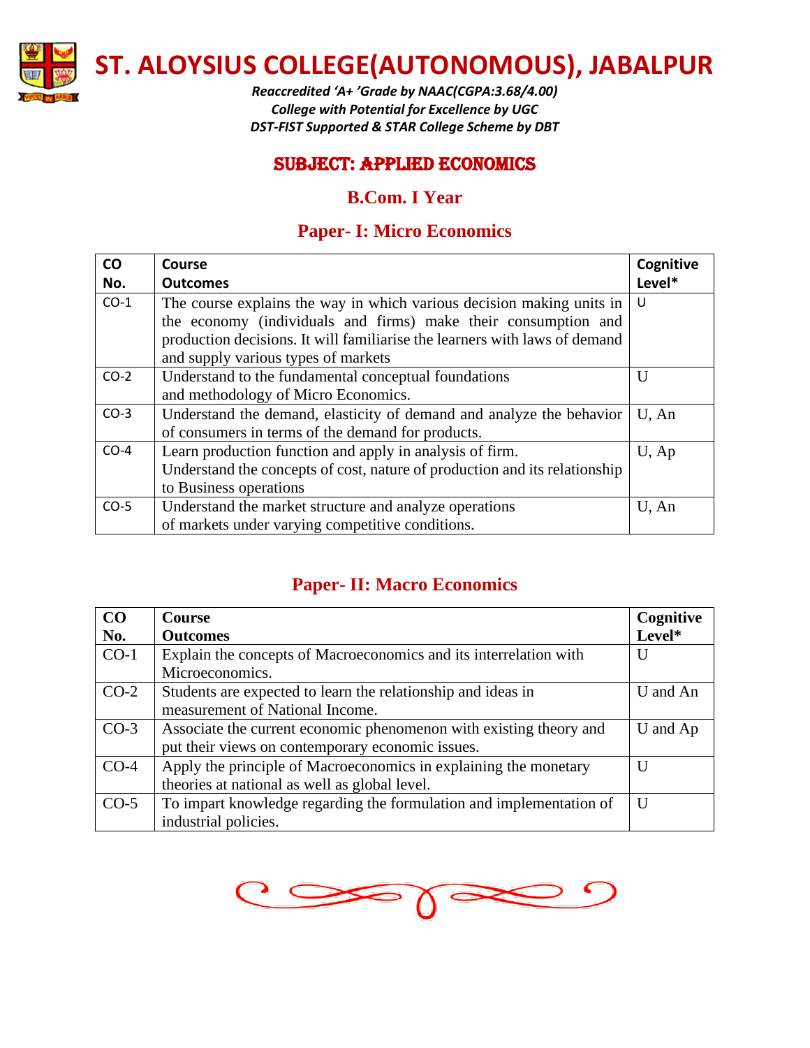# ST. ALOYSIUS COLLEGE(AUTONOMOUS), JABALPUR

*Reaccredited 'A+ 'Grade by NAAC(CGPA:3.68/4.00)*
*College with Potential for Excellence by UGC*
*DST-FIST Supported & STAR College Scheme by DBT*

## SUBJECT: APPLIED ECONOMICS

### B.Com. I Year

### Paper- I: Micro Economics

| CO No. | Course Outcomes | Cognitive Level* |
|---|---|---|
| CO-1 | The course explains the way in which various decision making units in the economy (individuals and firms) make their consumption and production decisions. It will familiarise the learners with laws of demand and supply various types of markets | U |
| CO-2 | Understand to the fundamental conceptual foundations and methodology of Micro Economics. | U |
| CO-3 | Understand the demand, elasticity of demand and analyze the behavior of consumers in terms of the demand for products. | U, An |
| CO-4 | Learn production function and apply in analysis of firm. Understand the concepts of cost, nature of production and its relationship to Business operations | U, Ap |
| CO-5 | Understand the market structure and analyze operations of markets under varying competitive conditions. | U, An |

### Paper- II: Macro Economics

| CO No. | Course Outcomes | Cognitive Level* |
|---|---|---|
| CO-1 | Explain the concepts of Macroeconomics and its interrelation with Microeconomics. | U |
| CO-2 | Students are expected to learn the relationship and ideas in measurement of National Income. | U and An |
| CO-3 | Associate the current economic phenomenon with existing theory and put their views on contemporary economic issues. | U and Ap |
| CO-4 | Apply the principle of Macroeconomics in explaining the monetary theories at national as well as global level. | U |
| CO-5 | To impart knowledge regarding the formulation and implementation of industrial policies. | U |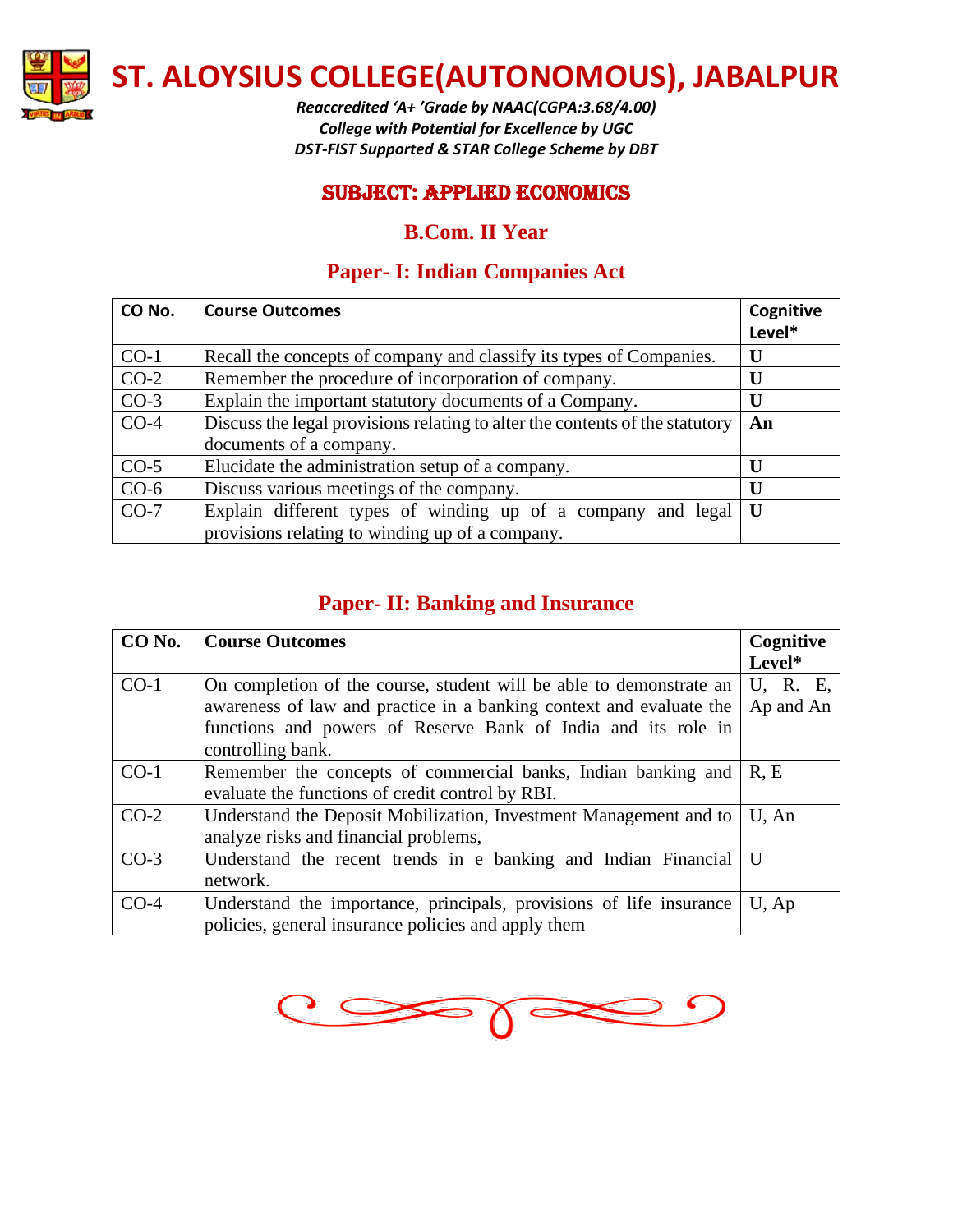# ST. ALOYSIUS COLLEGE(AUTONOMOUS), JABALPUR

*Reaccredited 'A+ 'Grade by NAAC(CGPA:3.68/4.00)*
*College with Potential for Excellence by UGC*
*DST-FIST Supported & STAR College Scheme by DBT*

## SUBJECT: APPLIED ECONOMICS

### B.Com. II Year

### Paper- I: Indian Companies Act

| CO No. | Course Outcomes | Cognitive Level* |
|---|---|---|
| CO-1 | Recall the concepts of company and classify its types of Companies. | **U** |
| CO-2 | Remember the procedure of incorporation of company. | **U** |
| CO-3 | Explain the important statutory documents of a Company. | **U** |
| CO-4 | Discuss the legal provisions relating to alter the contents of the statutory documents of a company. | **An** |
| CO-5 | Elucidate the administration setup of a company. | **U** |
| CO-6 | Discuss various meetings of the company. | **U** |
| CO-7 | Explain different types of winding up of a company and legal provisions relating to winding up of a company. | **U** |

### Paper- II: Banking and Insurance

| CO No. | Course Outcomes | Cognitive Level* |
|---|---|---|
| CO-1 | On completion of the course, student will be able to demonstrate an awareness of law and practice in a banking context and evaluate the functions and powers of Reserve Bank of India and its role in controlling bank. | U, R. E, Ap and An |
| CO-1 | Remember the concepts of commercial banks, Indian banking and evaluate the functions of credit control by RBI. | R, E |
| CO-2 | Understand the Deposit Mobilization, Investment Management and to analyze risks and financial problems, | U, An |
| CO-3 | Understand the recent trends in e banking and Indian Financial network. | U |
| CO-4 | Understand the importance, principals, provisions of life insurance policies, general insurance policies and apply them | U, Ap |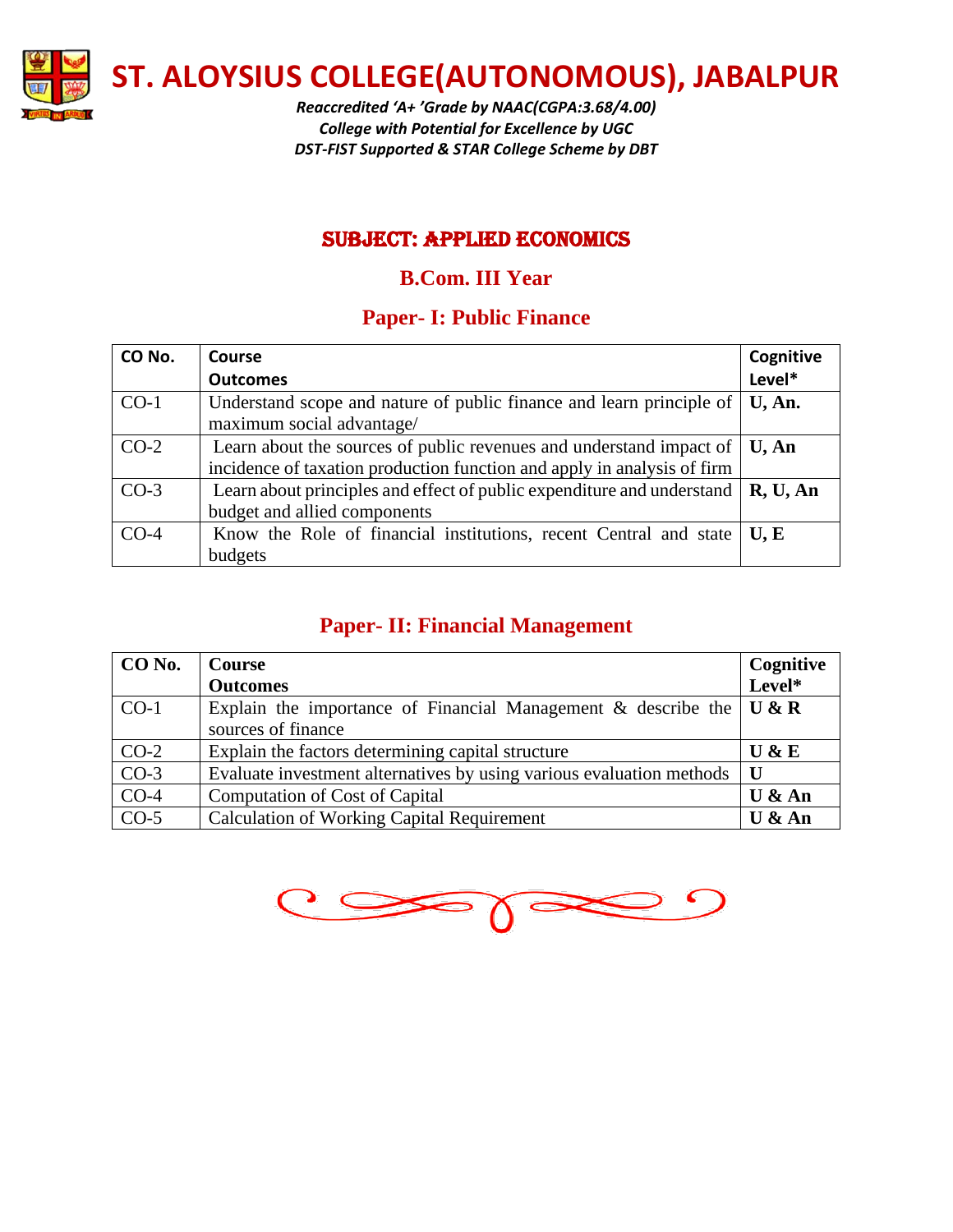# ST. ALOYSIUS COLLEGE(AUTONOMOUS), JABALPUR

*Reaccredited 'A+ 'Grade by NAAC(CGPA:3.68/4.00)*
*College with Potential for Excellence by UGC*
*DST-FIST Supported & STAR College Scheme by DBT*

## SUBJECT: APPLIED ECONOMICS

### B.Com. III Year

### Paper- I: Public Finance

| CO No. | Course Outcomes | Cognitive Level* |
|---|---|---|
| CO-1 | Understand scope and nature of public finance and learn principle of maximum social advantage/ | **U, An.** |
| CO-2 | Learn about the sources of public revenues and understand impact of incidence of taxation production function and apply in analysis of firm | **U, An** |
| CO-3 | Learn about principles and effect of public expenditure and understand budget and allied components | **R, U, An** |
| CO-4 | Know the Role of financial institutions, recent Central and state budgets | **U, E** |

### Paper- II: Financial Management

| CO No. | Course Outcomes | Cognitive Level* |
|---|---|---|
| CO-1 | Explain the importance of Financial Management & describe the sources of finance | **U & R** |
| CO-2 | Explain the factors determining capital structure | **U & E** |
| CO-3 | Evaluate investment alternatives by using various evaluation methods | **U** |
| CO-4 | Computation of Cost of Capital | **U & An** |
| CO-5 | Calculation of Working Capital Requirement | **U & An** |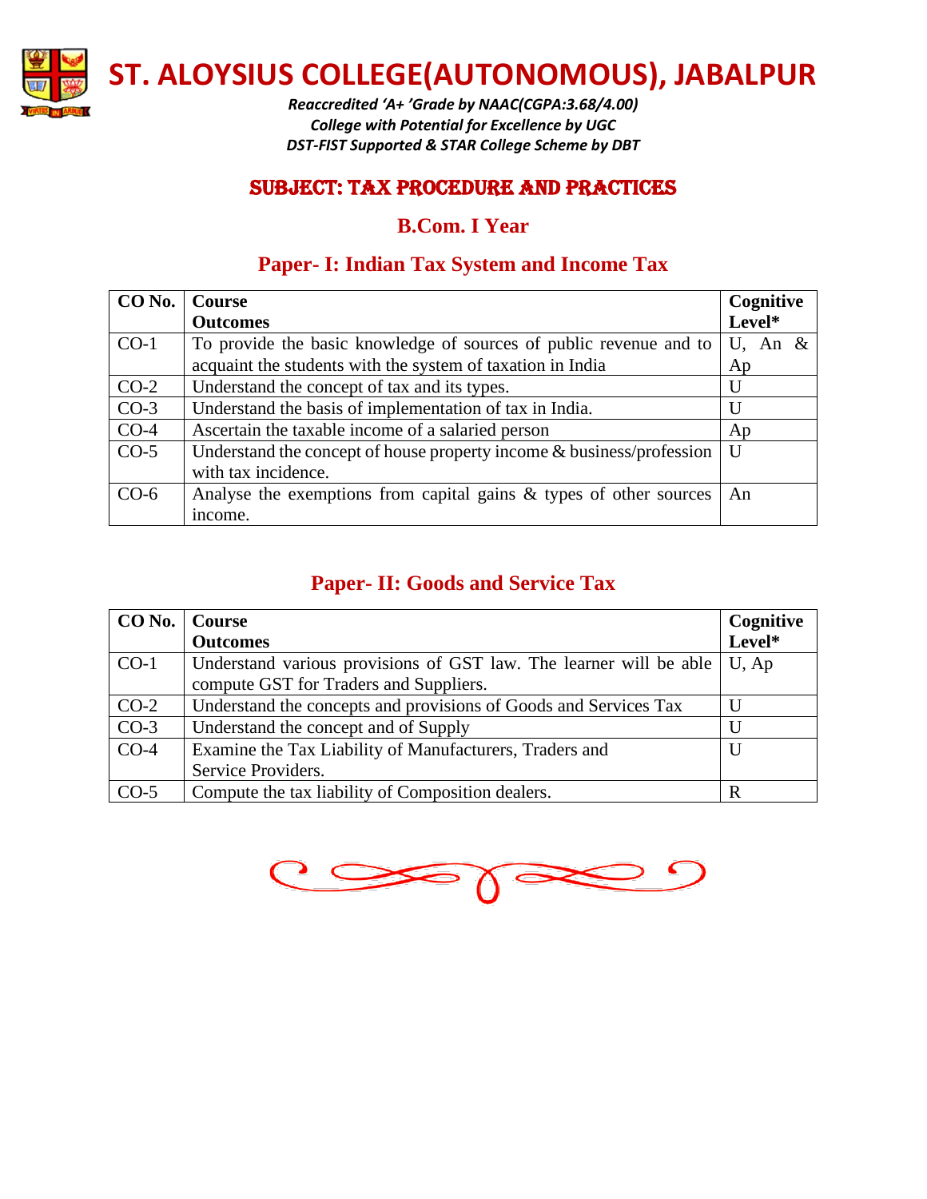# ST. ALOYSIUS COLLEGE(AUTONOMOUS), JABALPUR

*Reaccredited 'A+ 'Grade by NAAC(CGPA:3.68/4.00)*
*College with Potential for Excellence by UGC*
*DST-FIST Supported & STAR College Scheme by DBT*

## SUBJECT: TAX PROCEDURE AND PRACTICES

### B.Com. I Year

### Paper- I: Indian Tax System and Income Tax

| CO No. | Course Outcomes | Cognitive Level* |
|---|---|---|
| CO-1 | To provide the basic knowledge of sources of public revenue and to acquaint the students with the system of taxation in India | U, An & Ap |
| CO-2 | Understand the concept of tax and its types. | U |
| CO-3 | Understand the basis of implementation of tax in India. | U |
| CO-4 | Ascertain the taxable income of a salaried person | Ap |
| CO-5 | Understand the concept of house property income & business/profession with tax incidence. | U |
| CO-6 | Analyse the exemptions from capital gains & types of other sources income. | An |

### Paper- II: Goods and Service Tax

| CO No. | Course Outcomes | Cognitive Level* |
|---|---|---|
| CO-1 | Understand various provisions of GST law. The learner will be able compute GST for Traders and Suppliers. | U, Ap |
| CO-2 | Understand the concepts and provisions of Goods and Services Tax | U |
| CO-3 | Understand the concept and of Supply | U |
| CO-4 | Examine the Tax Liability of Manufacturers, Traders and Service Providers. | U |
| CO-5 | Compute the tax liability of Composition dealers. | R |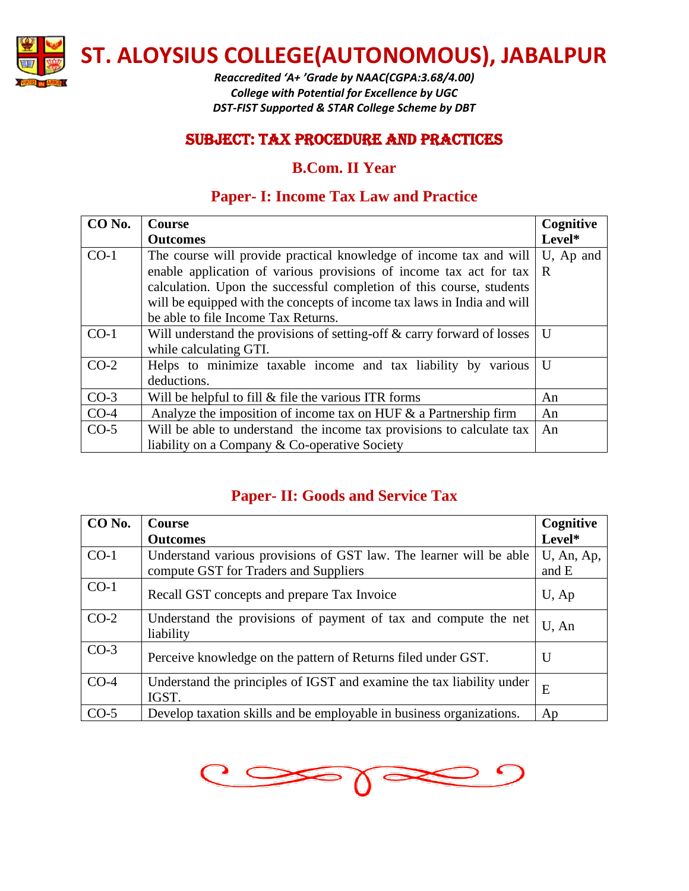# ST. ALOYSIUS COLLEGE(AUTONOMOUS), JABALPUR

*Reaccredited 'A+ 'Grade by NAAC(CGPA:3.68/4.00)*
*College with Potential for Excellence by UGC*
*DST-FIST Supported & STAR College Scheme by DBT*

## SUBJECT: TAX PROCEDURE AND PRACTICES

### B.Com. II Year

### Paper- I: Income Tax Law and Practice

| CO No. | Course Outcomes | Cognitive Level* |
|---|---|---|
| CO-1 | The course will provide practical knowledge of income tax and will enable application of various provisions of income tax act for tax calculation. Upon the successful completion of this course, students will be equipped with the concepts of income tax laws in India and will be able to file Income Tax Returns. | U, Ap and R |
| CO-1 | Will understand the provisions of setting-off & carry forward of losses while calculating GTI. | U |
| CO-2 | Helps to minimize taxable income and tax liability by various deductions. | U |
| CO-3 | Will be helpful to fill & file the various ITR forms | An |
| CO-4 | Analyze the imposition of income tax on HUF & a Partnership firm | An |
| CO-5 | Will be able to understand the income tax provisions to calculate tax liability on a Company & Co-operative Society | An |

### Paper- II: Goods and Service Tax

| CO No. | Course Outcomes | Cognitive Level* |
|---|---|---|
| CO-1 | Understand various provisions of GST law. The learner will be able compute GST for Traders and Suppliers | U, An, Ap, and E |
| CO-1 | Recall GST concepts and prepare Tax Invoice | U, Ap |
| CO-2 | Understand the provisions of payment of tax and compute the net liability | U, An |
| CO-3 | Perceive knowledge on the pattern of Returns filed under GST. | U |
| CO-4 | Understand the principles of IGST and examine the tax liability under IGST. | E |
| CO-5 | Develop taxation skills and be employable in business organizations. | Ap |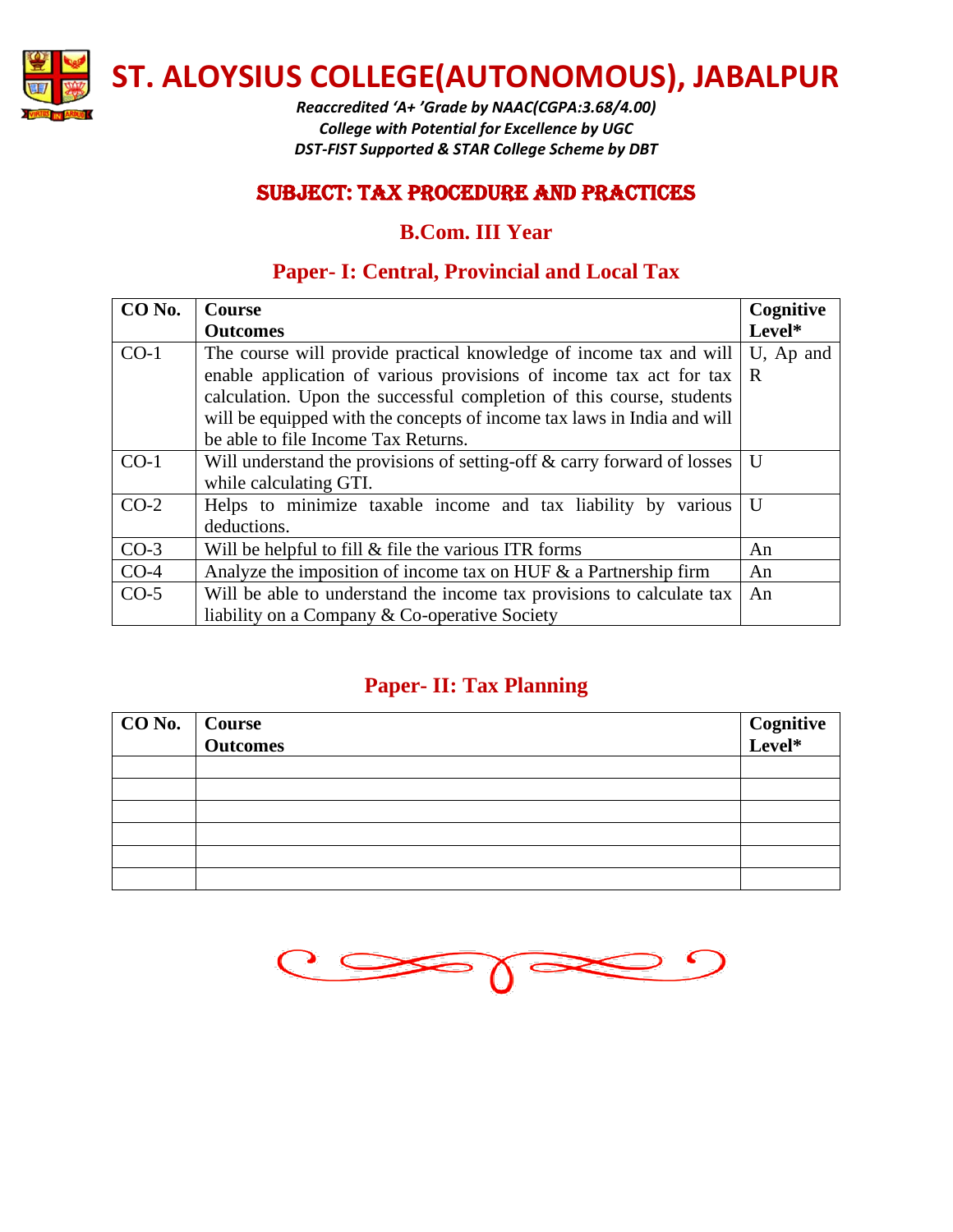# ST. ALOYSIUS COLLEGE(AUTONOMOUS), JABALPUR

*Reaccredited 'A+ 'Grade by NAAC(CGPA:3.68/4.00)*
*College with Potential for Excellence by UGC*
*DST-FIST Supported & STAR College Scheme by DBT*

## SUBJECT: TAX PROCEDURE AND PRACTICES

### B.Com. III Year

### Paper- I: Central, Provincial and Local Tax

| CO No. | Course Outcomes | Cognitive Level* |
|---|---|---|
| CO-1 | The course will provide practical knowledge of income tax and will enable application of various provisions of income tax act for tax calculation. Upon the successful completion of this course, students will be equipped with the concepts of income tax laws in India and will be able to file Income Tax Returns. | U, Ap and R |
| CO-1 | Will understand the provisions of setting-off & carry forward of losses while calculating GTI. | U |
| CO-2 | Helps to minimize taxable income and tax liability by various deductions. | U |
| CO-3 | Will be helpful to fill & file the various ITR forms | An |
| CO-4 | Analyze the imposition of income tax on HUF & a Partnership firm | An |
| CO-5 | Will be able to understand the income tax provisions to calculate tax liability on a Company & Co-operative Society | An |

### Paper- II: Tax Planning

| CO No. | Course Outcomes | Cognitive Level* |
|---|---|---|
| | | |
| | | |
| | | |
| | | |
| | | |
| | | |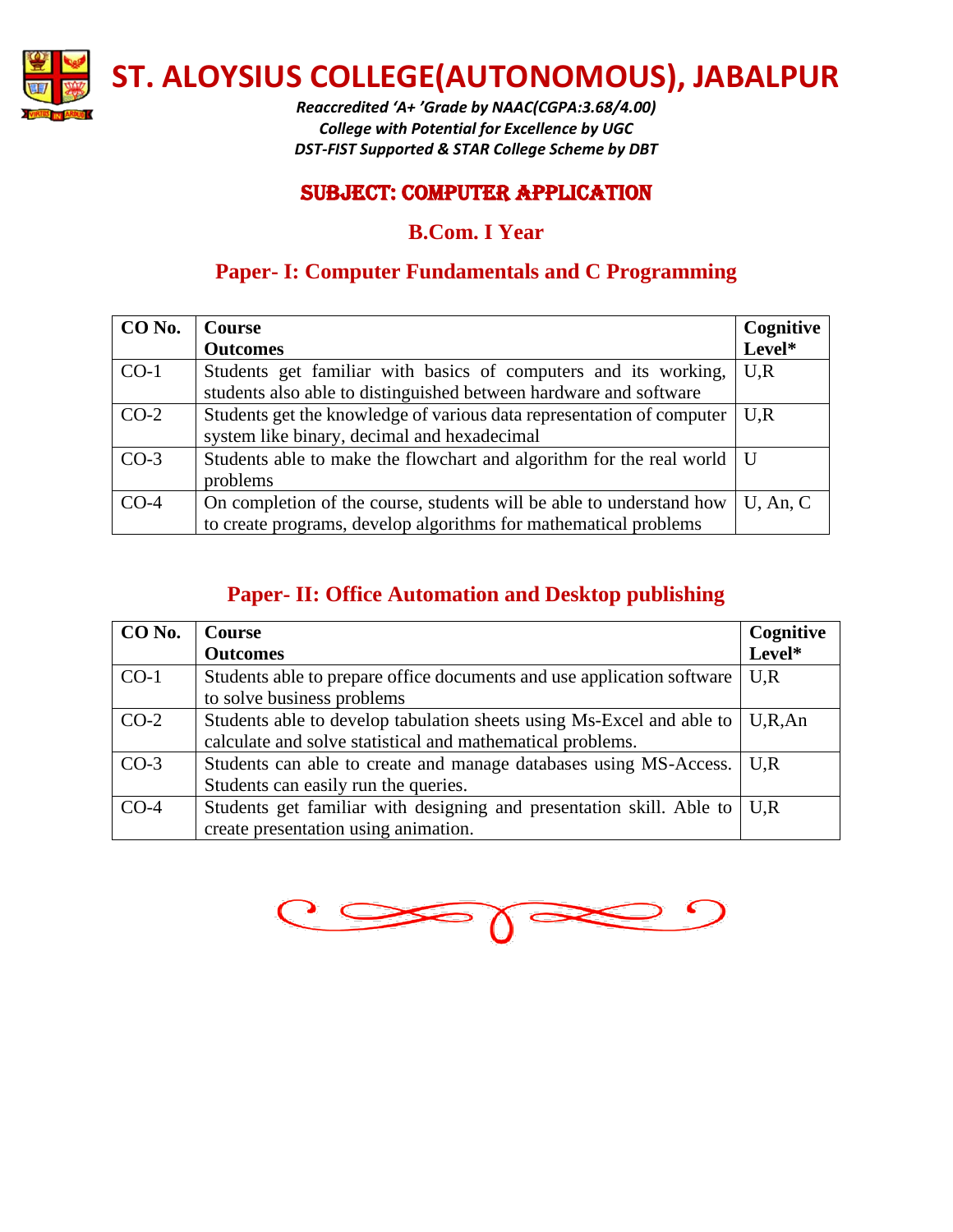# ST. ALOYSIUS COLLEGE(AUTONOMOUS), JABALPUR

*Reaccredited 'A+ 'Grade by NAAC(CGPA:3.68/4.00)*
*College with Potential for Excellence by UGC*
*DST-FIST Supported & STAR College Scheme by DBT*

## SUBJECT: COMPUTER APPLICATION

### B.Com. I Year

### Paper- I: Computer Fundamentals and C Programming

| CO No. | Course Outcomes | Cognitive Level* |
|---|---|---|
| CO-1 | Students get familiar with basics of computers and its working, students also able to distinguished between hardware and software | U,R |
| CO-2 | Students get the knowledge of various data representation of computer system like binary, decimal and hexadecimal | U,R |
| CO-3 | Students able to make the flowchart and algorithm for the real world problems | U |
| CO-4 | On completion of the course, students will be able to understand how to create programs, develop algorithms for mathematical problems | U, An, C |

### Paper- II: Office Automation and Desktop publishing

| CO No. | Course Outcomes | Cognitive Level* |
|---|---|---|
| CO-1 | Students able to prepare office documents and use application software to solve business problems | U,R |
| CO-2 | Students able to develop tabulation sheets using Ms-Excel and able to calculate and solve statistical and mathematical problems. | U,R,An |
| CO-3 | Students can able to create and manage databases using MS-Access. Students can easily run the queries. | U,R |
| CO-4 | Students get familiar with designing and presentation skill. Able to create presentation using animation. | U,R |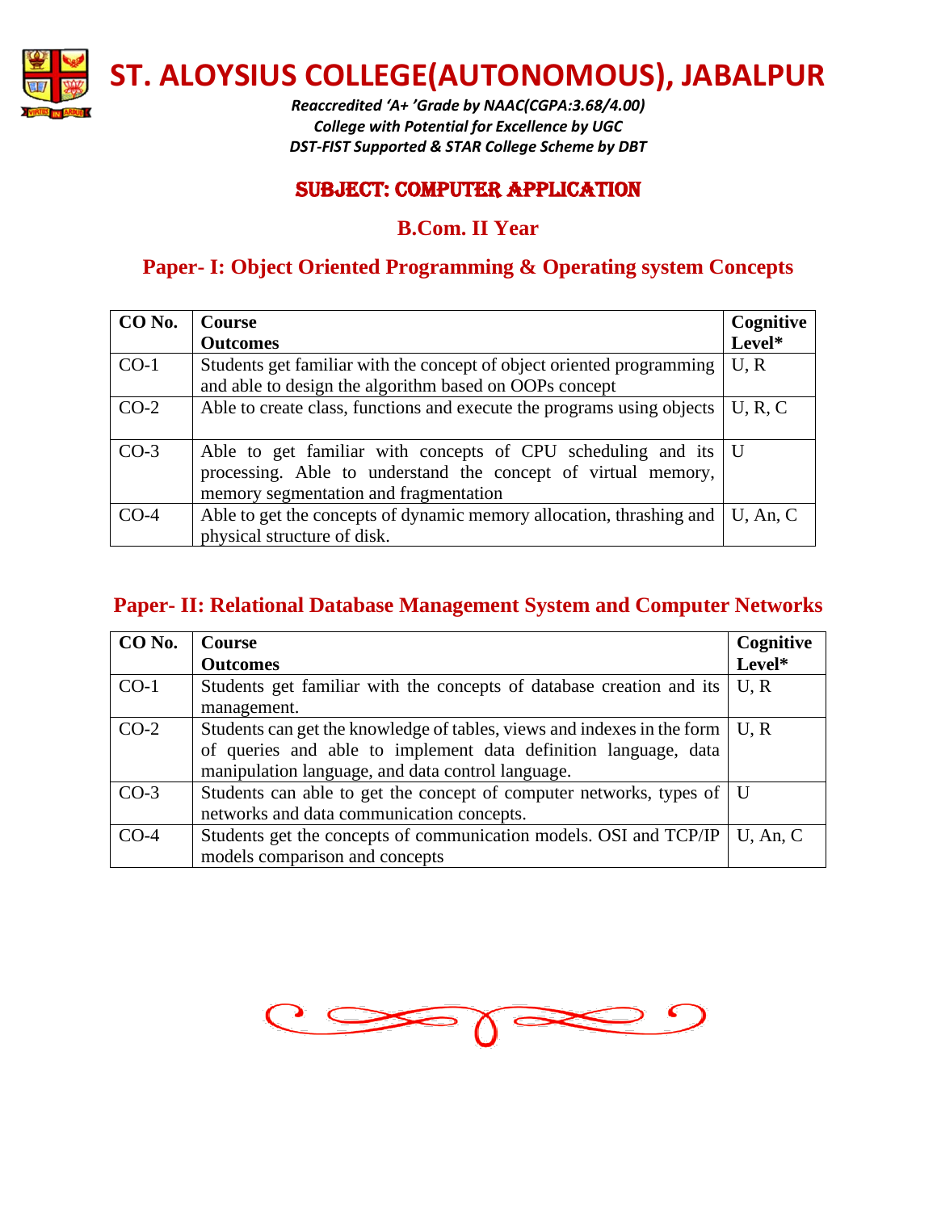# ST. ALOYSIUS COLLEGE(AUTONOMOUS), JABALPUR

*Reaccredited 'A+ 'Grade by NAAC(CGPA:3.68/4.00)*
*College with Potential for Excellence by UGC*
*DST-FIST Supported & STAR College Scheme by DBT*

## SUBJECT: COMPUTER APPLICATION

### B.Com. II Year

### Paper- I: Object Oriented Programming & Operating system Concepts

| CO No. | Course Outcomes | Cognitive Level* |
|---|---|---|
| CO-1 | Students get familiar with the concept of object oriented programming and able to design the algorithm based on OOPs concept | U, R |
| CO-2 | Able to create class, functions and execute the programs using objects | U, R, C |
| CO-3 | Able to get familiar with concepts of CPU scheduling and its processing. Able to understand the concept of virtual memory, memory segmentation and fragmentation | U |
| CO-4 | Able to get the concepts of dynamic memory allocation, thrashing and physical structure of disk. | U, An, C |

### Paper- II: Relational Database Management System and Computer Networks

| CO No. | Course Outcomes | Cognitive Level* |
|---|---|---|
| CO-1 | Students get familiar with the concepts of database creation and its management. | U, R |
| CO-2 | Students can get the knowledge of tables, views and indexes in the form of queries and able to implement data definition language, data manipulation language, and data control language. | U, R |
| CO-3 | Students can able to get the concept of computer networks, types of networks and data communication concepts. | U |
| CO-4 | Students get the concepts of communication models. OSI and TCP/IP models comparison and concepts | U, An, C |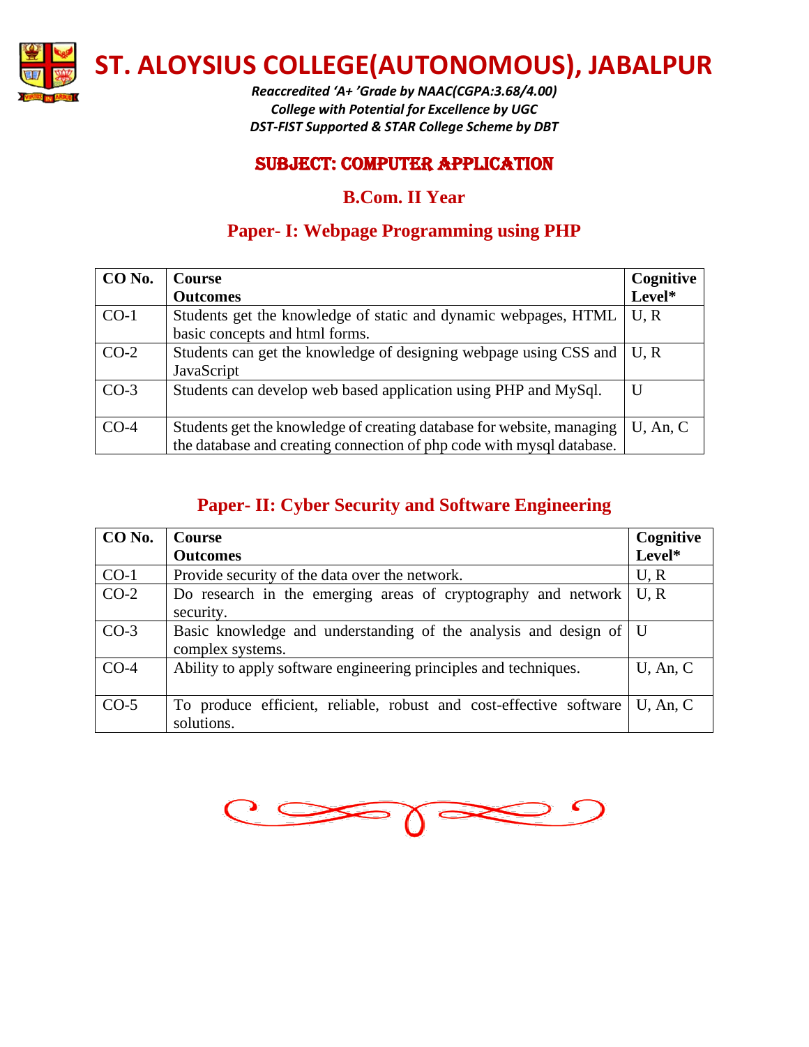# ST. ALOYSIUS COLLEGE(AUTONOMOUS), JABALPUR

*Reaccredited 'A+ 'Grade by NAAC(CGPA:3.68/4.00)*
*College with Potential for Excellence by UGC*
*DST-FIST Supported & STAR College Scheme by DBT*

## SUBJECT: COMPUTER APPLICATION

### B.Com. II Year

### Paper- I: Webpage Programming using PHP

| CO No. | Course Outcomes | Cognitive Level* |
|---|---|---|
| CO-1 | Students get the knowledge of static and dynamic webpages, HTML basic concepts and html forms. | U, R |
| CO-2 | Students can get the knowledge of designing webpage using CSS and JavaScript | U, R |
| CO-3 | Students can develop web based application using PHP and MySql. | U |
| CO-4 | Students get the knowledge of creating database for website, managing the database and creating connection of php code with mysql database. | U, An, C |

### Paper- II: Cyber Security and Software Engineering

| CO No. | Course Outcomes | Cognitive Level* |
|---|---|---|
| CO-1 | Provide security of the data over the network. | U, R |
| CO-2 | Do research in the emerging areas of cryptography and network security. | U, R |
| CO-3 | Basic knowledge and understanding of the analysis and design of complex systems. | U |
| CO-4 | Ability to apply software engineering principles and techniques. | U, An, C |
| CO-5 | To produce efficient, reliable, robust and cost-effective software solutions. | U, An, C |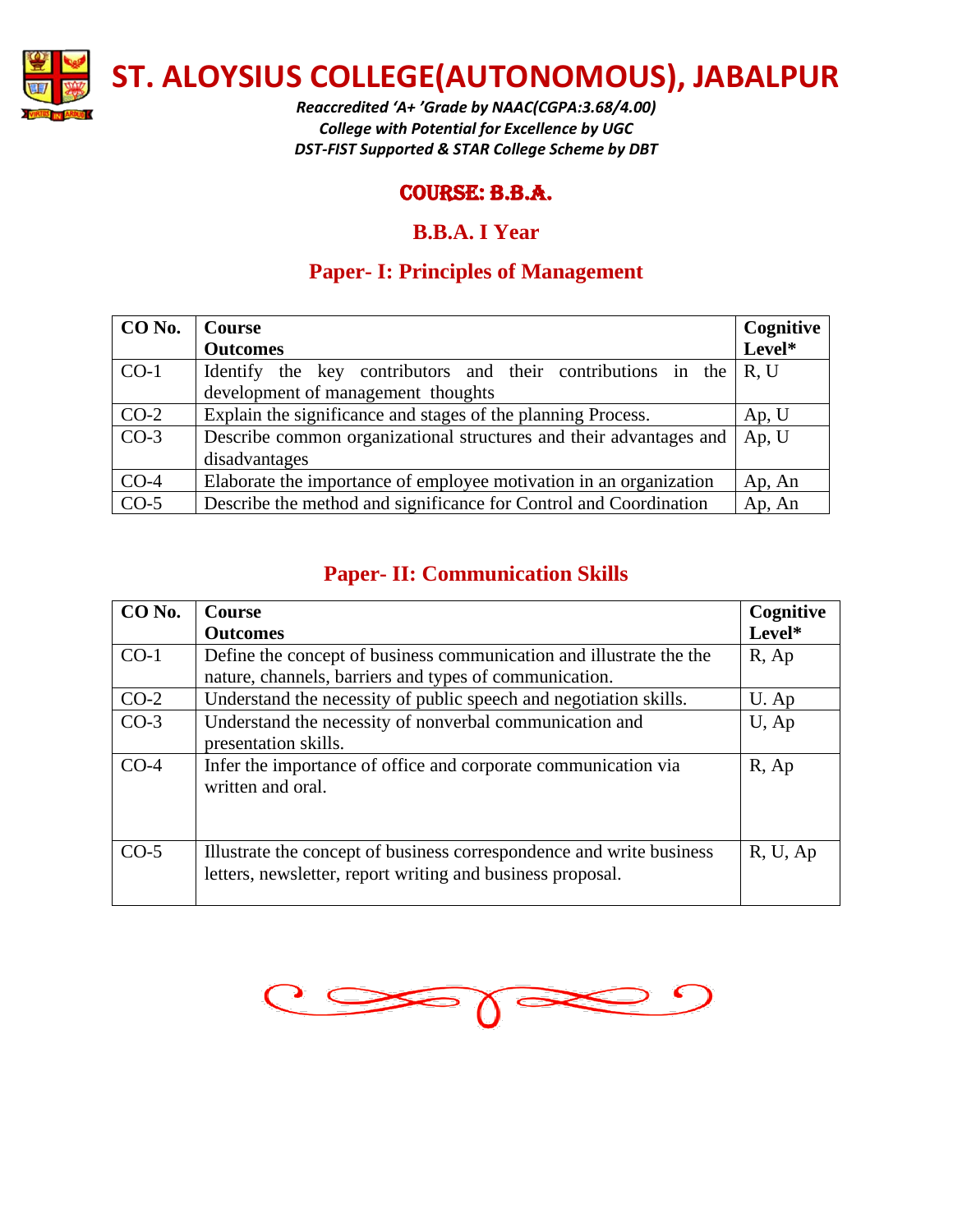# ST. ALOYSIUS COLLEGE(AUTONOMOUS), JABALPUR

*Reaccredited 'A+ 'Grade by NAAC(CGPA:3.68/4.00)*
*College with Potential for Excellence by UGC*
*DST-FIST Supported & STAR College Scheme by DBT*

## COURSE: B.B.A.

## B.B.A. I Year

### Paper- I: Principles of Management

| CO No. | Course Outcomes | Cognitive Level* |
|---|---|---|
| CO-1 | Identify the key contributors and their contributions in the development of management thoughts | R, U |
| CO-2 | Explain the significance and stages of the planning Process. | Ap, U |
| CO-3 | Describe common organizational structures and their advantages and disadvantages | Ap, U |
| CO-4 | Elaborate the importance of employee motivation in an organization | Ap, An |
| CO-5 | Describe the method and significance for Control and Coordination | Ap, An |

### Paper- II: Communication Skills

| CO No. | Course Outcomes | Cognitive Level* |
|---|---|---|
| CO-1 | Define the concept of business communication and illustrate the the nature, channels, barriers and types of communication. | R, Ap |
| CO-2 | Understand the necessity of public speech and negotiation skills. | U. Ap |
| CO-3 | Understand the necessity of nonverbal communication and presentation skills. | U, Ap |
| CO-4 | Infer the importance of office and corporate communication via written and oral. | R, Ap |
| CO-5 | Illustrate the concept of business correspondence and write business letters, newsletter, report writing and business proposal. | R, U, Ap |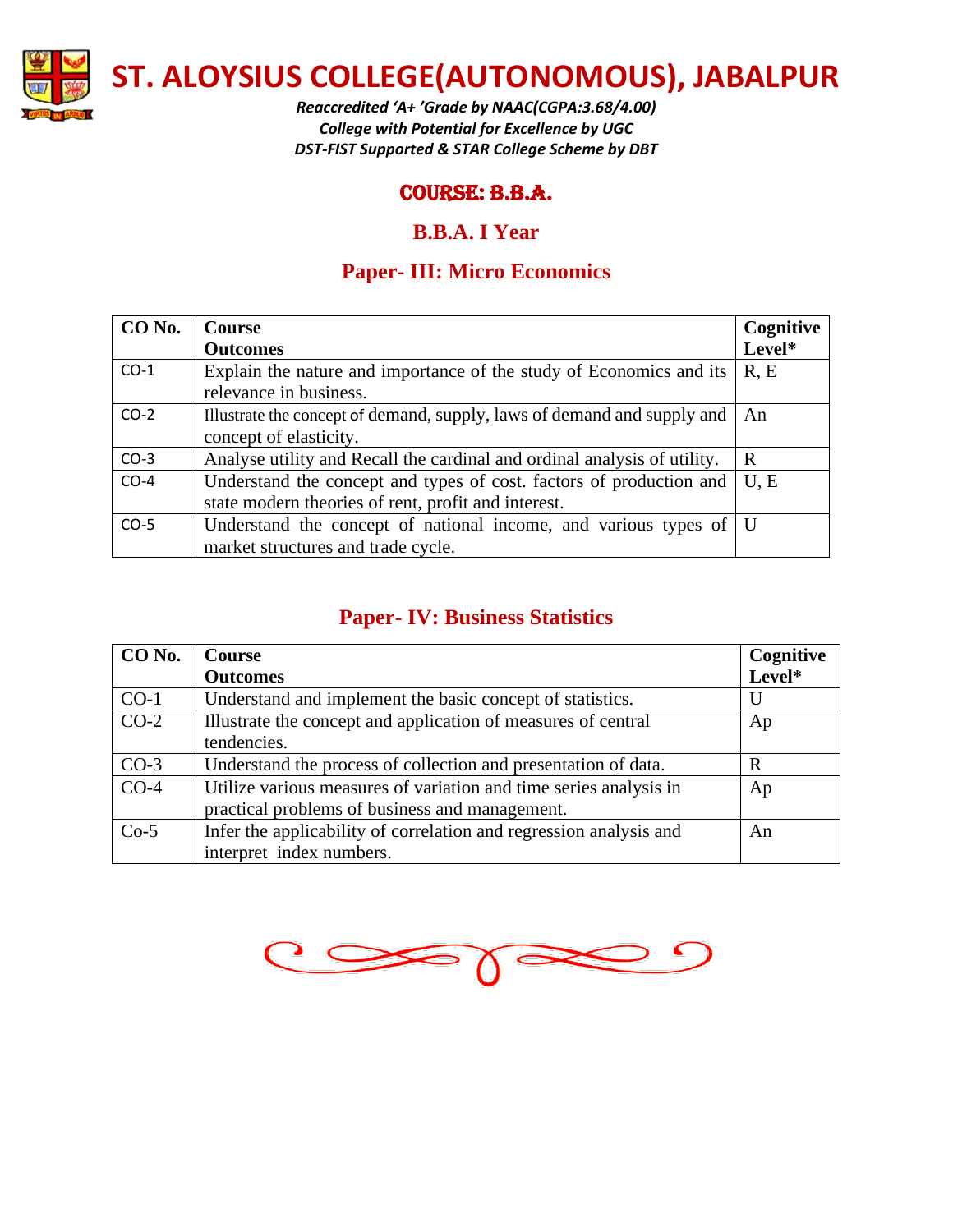# ST. ALOYSIUS COLLEGE(AUTONOMOUS), JABALPUR

*Reaccredited 'A+ 'Grade by NAAC(CGPA:3.68/4.00)*
*College with Potential for Excellence by UGC*
*DST-FIST Supported & STAR College Scheme by DBT*

## COURSE: B.B.A.

## B.B.A. I Year

## Paper- III: Micro Economics

| CO No. | Course Outcomes | Cognitive Level* |
|---|---|---|
| CO-1 | Explain the nature and importance of the study of Economics and its relevance in business. | R, E |
| CO-2 | Illustrate the concept of demand, supply, laws of demand and supply and concept of elasticity. | An |
| CO-3 | Analyse utility and Recall the cardinal and ordinal analysis of utility. | R |
| CO-4 | Understand the concept and types of cost. factors of production and state modern theories of rent, profit and interest. | U, E |
| CO-5 | Understand the concept of national income, and various types of market structures and trade cycle. | U |

## Paper- IV: Business Statistics

| CO No. | Course Outcomes | Cognitive Level* |
|---|---|---|
| CO-1 | Understand and implement the basic concept of statistics. | U |
| CO-2 | Illustrate the concept and application of measures of central tendencies. | Ap |
| CO-3 | Understand the process of collection and presentation of data. | R |
| CO-4 | Utilize various measures of variation and time series analysis in practical problems of business and management. | Ap |
| Co-5 | Infer the applicability of correlation and regression analysis and interpret index numbers. | An |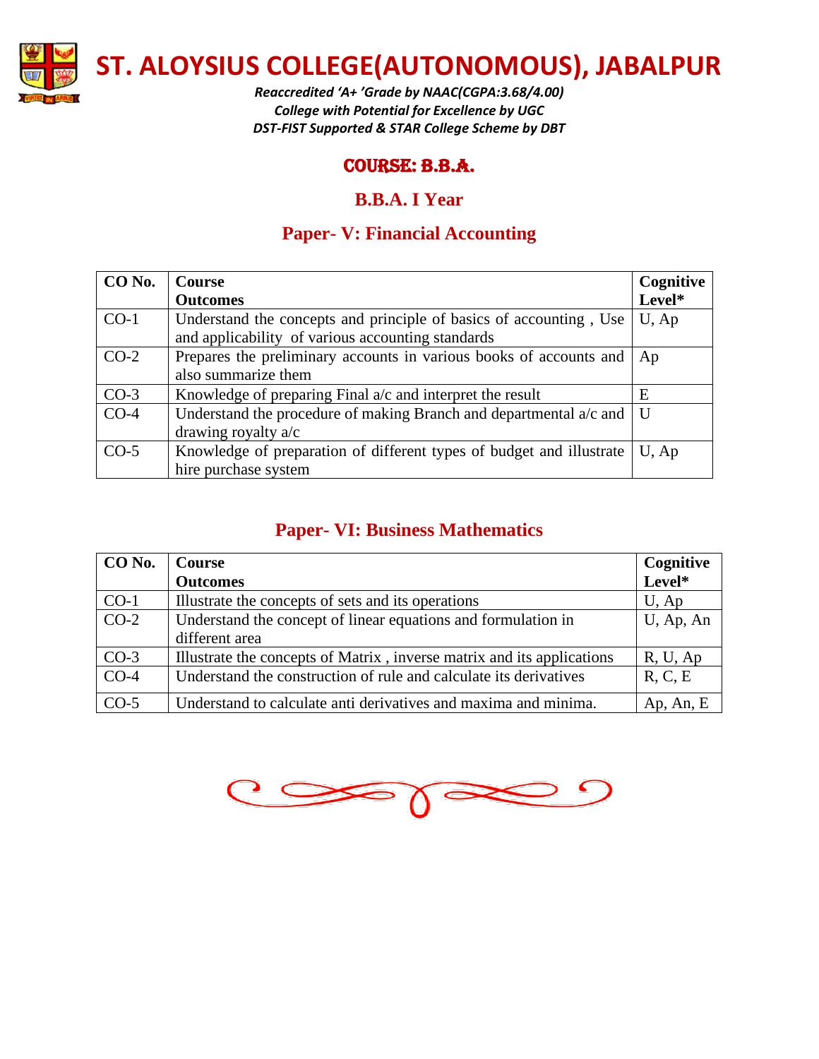# ST. ALOYSIUS COLLEGE(AUTONOMOUS), JABALPUR

*Reaccredited 'A+ 'Grade by NAAC(CGPA:3.68/4.00)*
*College with Potential for Excellence by UGC*
*DST-FIST Supported & STAR College Scheme by DBT*

## COURSE: B.B.A.

## B.B.A. I Year

### Paper- V: Financial Accounting

| CO No. | Course Outcomes | Cognitive Level* |
|---|---|---|
| CO-1 | Understand the concepts and principle of basics of accounting , Use and applicability of various accounting standards | U, Ap |
| CO-2 | Prepares the preliminary accounts in various books of accounts and also summarize them | Ap |
| CO-3 | Knowledge of preparing Final a/c and interpret the result | E |
| CO-4 | Understand the procedure of making Branch and departmental a/c and drawing royalty a/c | U |
| CO-5 | Knowledge of preparation of different types of budget and illustrate hire purchase system | U, Ap |

### Paper- VI: Business Mathematics

| CO No. | Course Outcomes | Cognitive Level* |
|---|---|---|
| CO-1 | Illustrate the concepts of sets and its operations | U, Ap |
| CO-2 | Understand the concept of linear equations and formulation in different area | U, Ap, An |
| CO-3 | Illustrate the concepts of Matrix , inverse matrix and its applications | R, U, Ap |
| CO-4 | Understand the construction of rule and calculate its derivatives | R, C, E |
| CO-5 | Understand to calculate anti derivatives and maxima and minima. | Ap, An, E |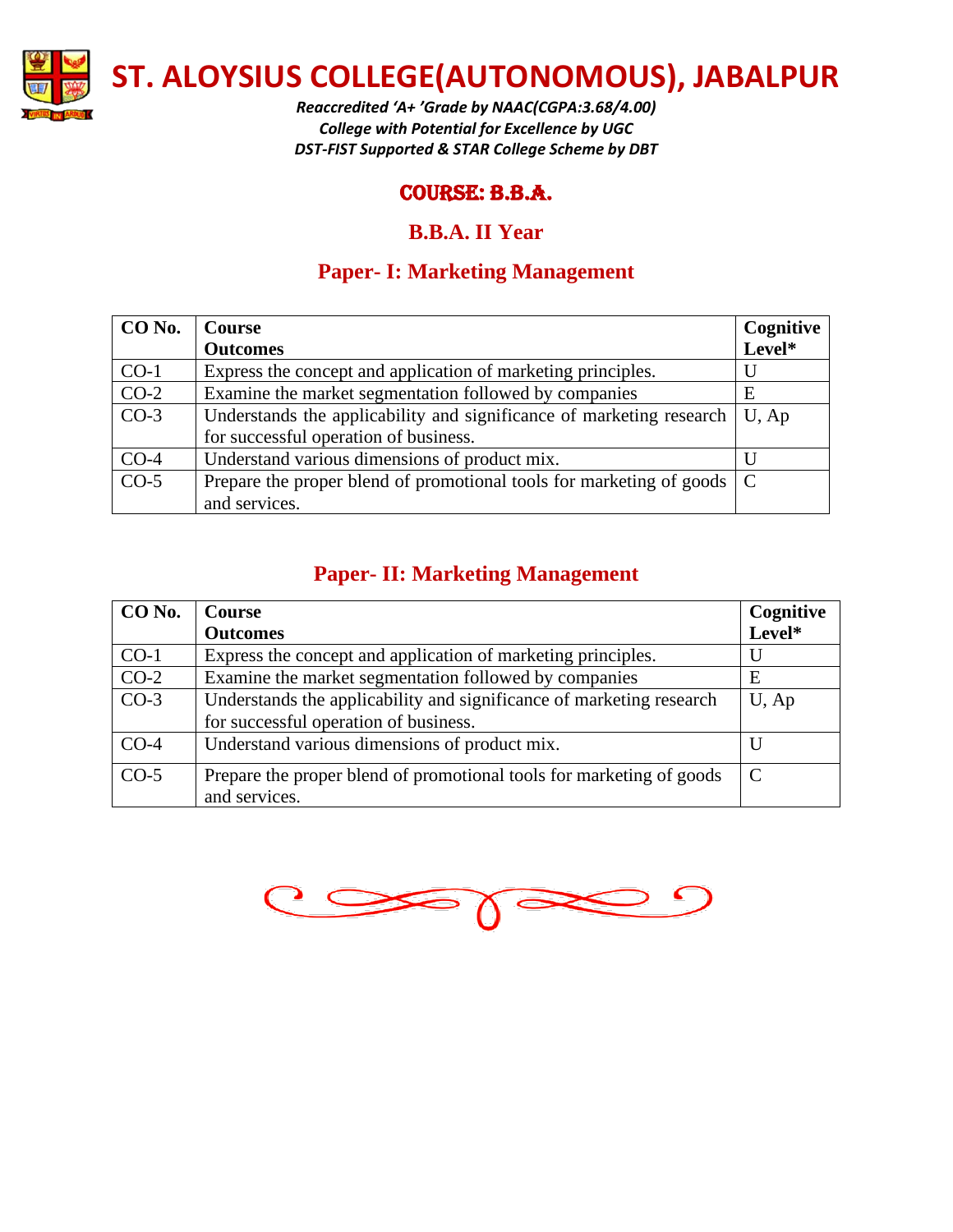# ST. ALOYSIUS COLLEGE(AUTONOMOUS), JABALPUR

*Reaccredited 'A+ 'Grade by NAAC(CGPA:3.68/4.00)*
*College with Potential for Excellence by UGC*
*DST-FIST Supported & STAR College Scheme by DBT*

## COURSE: B.B.A.

## B.B.A. II Year

### Paper- I: Marketing Management

| CO No. | Course Outcomes | Cognitive Level* |
|---|---|---|
| CO-1 | Express the concept and application of marketing principles. | U |
| CO-2 | Examine the market segmentation followed by companies | E |
| CO-3 | Understands the applicability and significance of marketing research for successful operation of business. | U, Ap |
| CO-4 | Understand various dimensions of product mix. | U |
| CO-5 | Prepare the proper blend of promotional tools for marketing of goods and services. | C |

### Paper- II: Marketing Management

| CO No. | Course Outcomes | Cognitive Level* |
|---|---|---|
| CO-1 | Express the concept and application of marketing principles. | U |
| CO-2 | Examine the market segmentation followed by companies | E |
| CO-3 | Understands the applicability and significance of marketing research for successful operation of business. | U, Ap |
| CO-4 | Understand various dimensions of product mix. | U |
| CO-5 | Prepare the proper blend of promotional tools for marketing of goods and services. | C |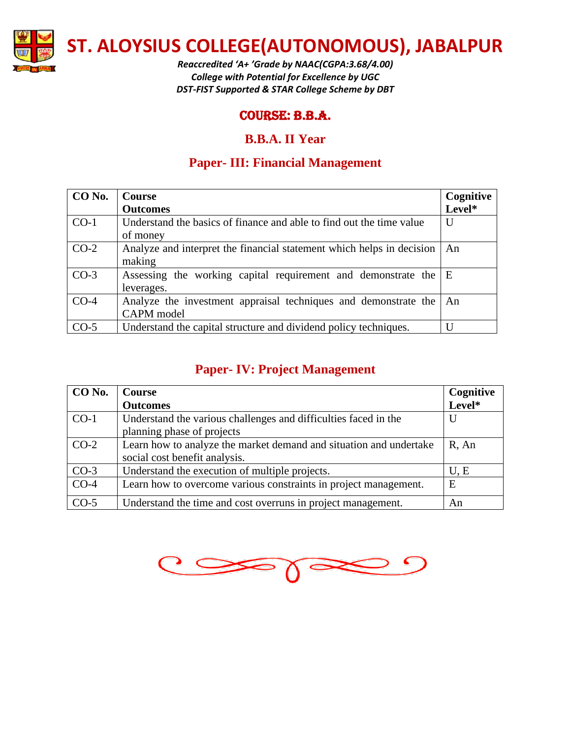# ST. ALOYSIUS COLLEGE(AUTONOMOUS), JABALPUR

*Reaccredited 'A+ 'Grade by NAAC(CGPA:3.68/4.00)*
*College with Potential for Excellence by UGC*
*DST-FIST Supported & STAR College Scheme by DBT*

## COURSE: B.B.A.

### B.B.A. II Year

### Paper- III: Financial Management

| CO No. | Course Outcomes | Cognitive Level* |
|---|---|---|
| CO-1 | Understand the basics of finance and able to find out the time value of money | U |
| CO-2 | Analyze and interpret the financial statement which helps in decision making | An |
| CO-3 | Assessing the working capital requirement and demonstrate the leverages. | E |
| CO-4 | Analyze the investment appraisal techniques and demonstrate the CAPM model | An |
| CO-5 | Understand the capital structure and dividend policy techniques. | U |

### Paper- IV: Project Management

| CO No. | Course Outcomes | Cognitive Level* |
|---|---|---|
| CO-1 | Understand the various challenges and difficulties faced in the planning phase of projects | U |
| CO-2 | Learn how to analyze the market demand and situation and undertake social cost benefit analysis. | R, An |
| CO-3 | Understand the execution of multiple projects. | U, E |
| CO-4 | Learn how to overcome various constraints in project management. | E |
| CO-5 | Understand the time and cost overruns in project management. | An |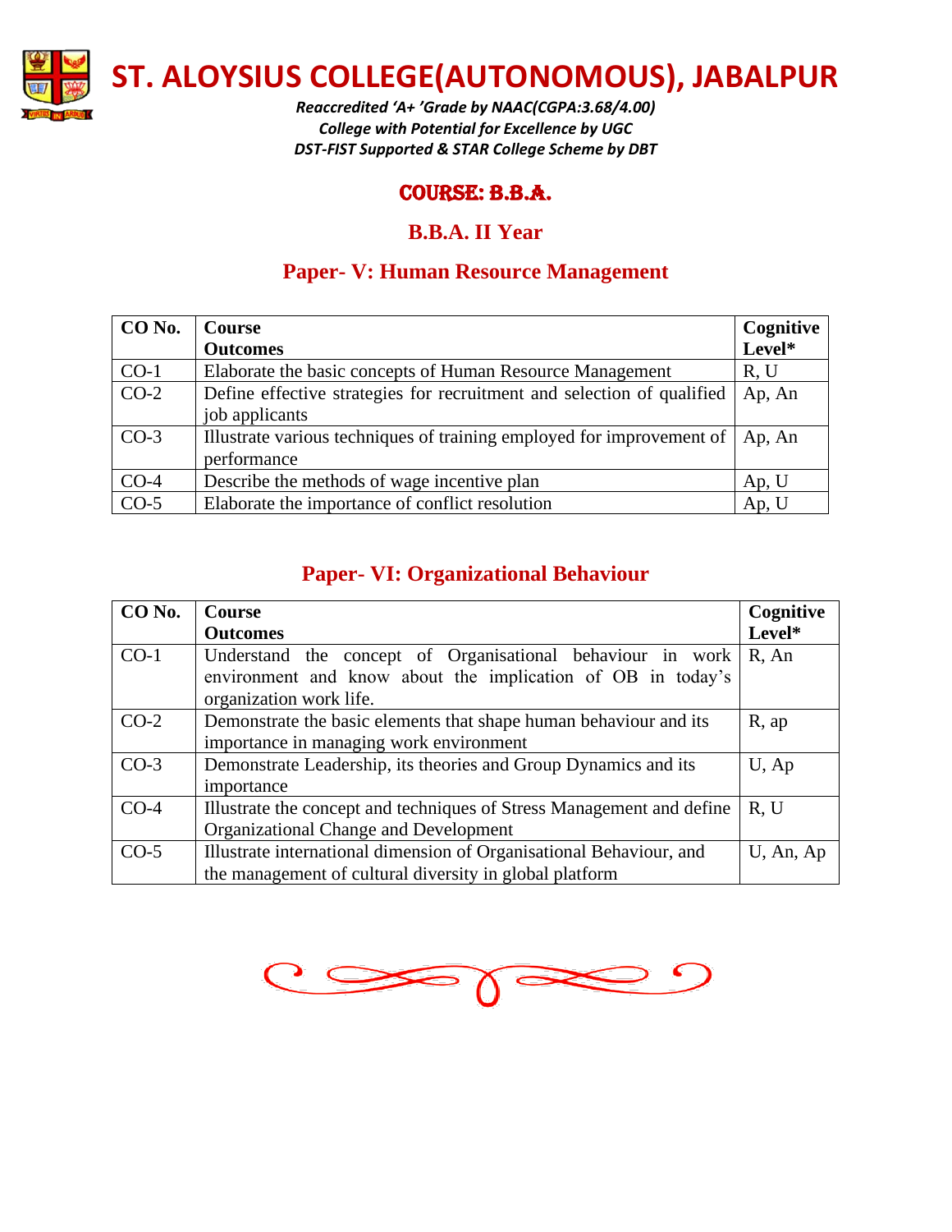# ST. ALOYSIUS COLLEGE(AUTONOMOUS), JABALPUR

*Reaccredited 'A+ 'Grade by NAAC(CGPA:3.68/4.00)*
*College with Potential for Excellence by UGC*
*DST-FIST Supported & STAR College Scheme by DBT*

## COURSE: B.B.A.

## B.B.A. II Year

## Paper- V: Human Resource Management

| CO No. | Course Outcomes | Cognitive Level* |
|---|---|---|
| CO-1 | Elaborate the basic concepts of Human Resource Management | R, U |
| CO-2 | Define effective strategies for recruitment and selection of qualified job applicants | Ap, An |
| CO-3 | Illustrate various techniques of training employed for improvement of performance | Ap, An |
| CO-4 | Describe the methods of wage incentive plan | Ap, U |
| CO-5 | Elaborate the importance of conflict resolution | Ap, U |

## Paper- VI: Organizational Behaviour

| CO No. | Course Outcomes | Cognitive Level* |
|---|---|---|
| CO-1 | Understand the concept of Organisational behaviour in work environment and know about the implication of OB in today's organization work life. | R, An |
| CO-2 | Demonstrate the basic elements that shape human behaviour and its importance in managing work environment | R, ap |
| CO-3 | Demonstrate Leadership, its theories and Group Dynamics and its importance | U, Ap |
| CO-4 | Illustrate the concept and techniques of Stress Management and define Organizational Change and Development | R, U |
| CO-5 | Illustrate international dimension of Organisational Behaviour, and the management of cultural diversity in global platform | U, An, Ap |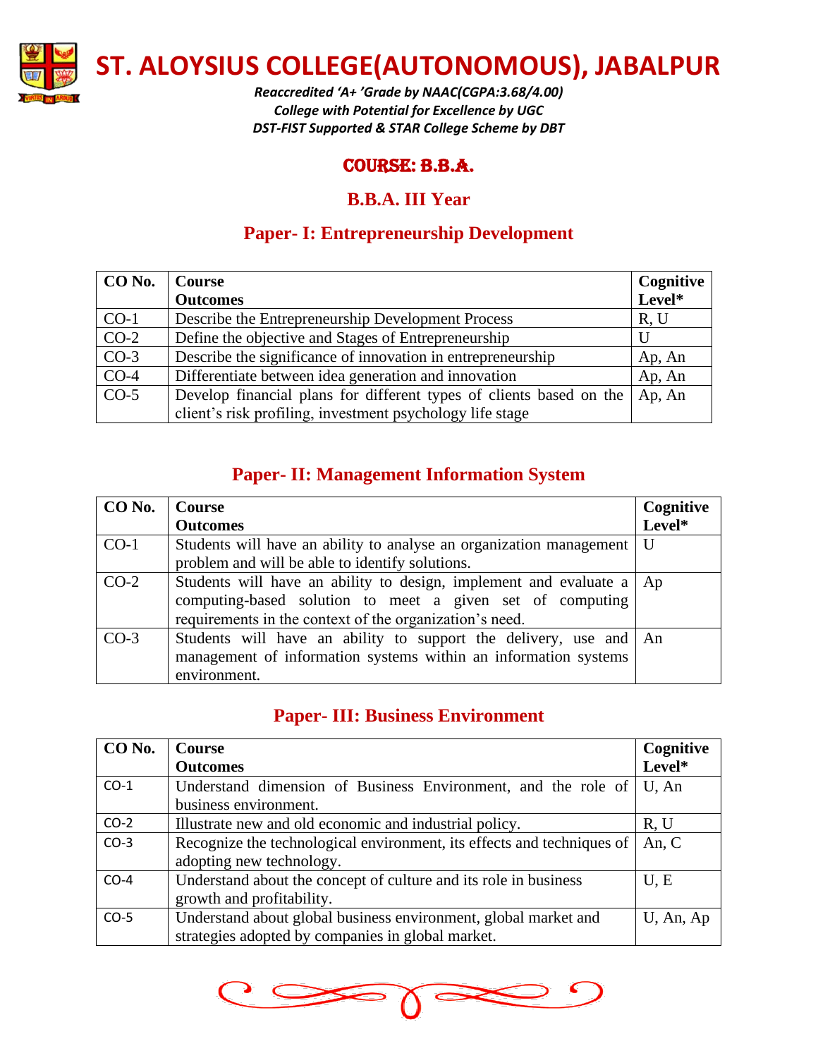# ST. ALOYSIUS COLLEGE(AUTONOMOUS), JABALPUR

*Reaccredited 'A+ 'Grade by NAAC(CGPA:3.68/4.00)*
*College with Potential for Excellence by UGC*
*DST-FIST Supported & STAR College Scheme by DBT*

## COURSE: B.B.A.

## B.B.A. III Year

### Paper- I: Entrepreneurship Development

| CO No. | Course Outcomes | Cognitive Level* |
|---|---|---|
| CO-1 | Describe the Entrepreneurship Development Process | R, U |
| CO-2 | Define the objective and Stages of Entrepreneurship | U |
| CO-3 | Describe the significance of innovation in entrepreneurship | Ap, An |
| CO-4 | Differentiate between idea generation and innovation | Ap, An |
| CO-5 | Develop financial plans for different types of clients based on the client's risk profiling, investment psychology life stage | Ap, An |

### Paper- II: Management Information System

| CO No. | Course Outcomes | Cognitive Level* |
|---|---|---|
| CO-1 | Students will have an ability to analyse an organization management problem and will be able to identify solutions. | U |
| CO-2 | Students will have an ability to design, implement and evaluate a computing-based solution to meet a given set of computing requirements in the context of the organization's need. | Ap |
| CO-3 | Students will have an ability to support the delivery, use and management of information systems within an information systems environment. | An |

### Paper- III: Business Environment

| CO No. | Course Outcomes | Cognitive Level* |
|---|---|---|
| CO-1 | Understand dimension of Business Environment, and the role of business environment. | U, An |
| CO-2 | Illustrate new and old economic and industrial policy. | R, U |
| CO-3 | Recognize the technological environment, its effects and techniques of adopting new technology. | An, C |
| CO-4 | Understand about the concept of culture and its role in business growth and profitability. | U, E |
| CO-5 | Understand about global business environment, global market and strategies adopted by companies in global market. | U, An, Ap |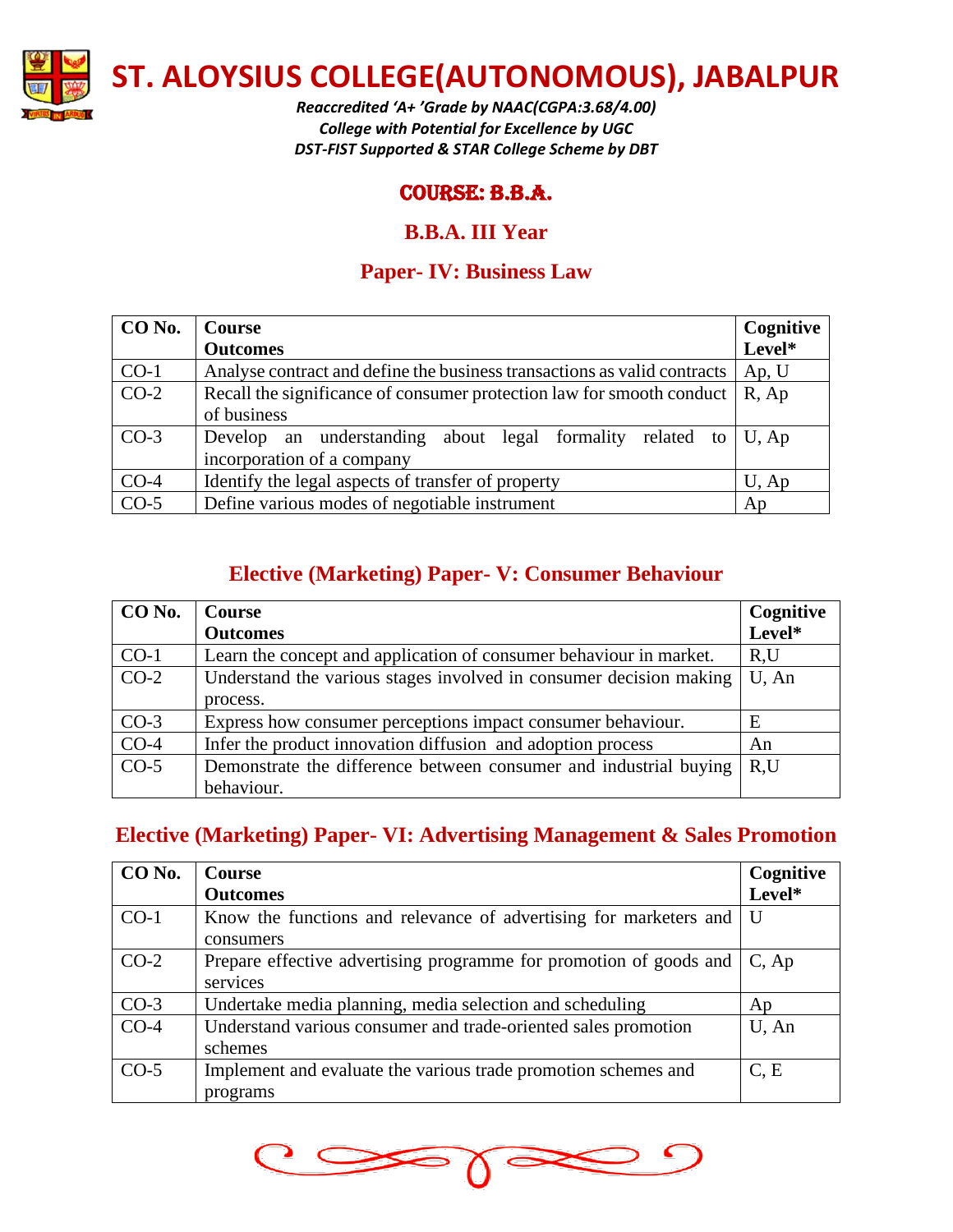# ST. ALOYSIUS COLLEGE(AUTONOMOUS), JABALPUR

*Reaccredited 'A+ 'Grade by NAAC(CGPA:3.68/4.00)*
*College with Potential for Excellence by UGC*
*DST-FIST Supported & STAR College Scheme by DBT*

## COURSE: B.B.A.

## B.B.A. III Year

## Paper- IV: Business Law

| CO No. | Course Outcomes | Cognitive Level* |
|---|---|---|
| CO-1 | Analyse contract and define the business transactions as valid contracts | Ap, U |
| CO-2 | Recall the significance of consumer protection law for smooth conduct of business | R, Ap |
| CO-3 | Develop an understanding about legal formality related to incorporation of a company | U, Ap |
| CO-4 | Identify the legal aspects of transfer of property | U, Ap |
| CO-5 | Define various modes of negotiable instrument | Ap |

## Elective (Marketing) Paper- V: Consumer Behaviour

| CO No. | Course Outcomes | Cognitive Level* |
|---|---|---|
| CO-1 | Learn the concept and application of consumer behaviour in market. | R,U |
| CO-2 | Understand the various stages involved in consumer decision making process. | U, An |
| CO-3 | Express how consumer perceptions impact consumer behaviour. | E |
| CO-4 | Infer the product innovation diffusion and adoption process | An |
| CO-5 | Demonstrate the difference between consumer and industrial buying behaviour. | R,U |

## Elective (Marketing) Paper- VI: Advertising Management & Sales Promotion

| CO No. | Course Outcomes | Cognitive Level* |
|---|---|---|
| CO-1 | Know the functions and relevance of advertising for marketers and consumers | U |
| CO-2 | Prepare effective advertising programme for promotion of goods and services | C, Ap |
| CO-3 | Undertake media planning, media selection and scheduling | Ap |
| CO-4 | Understand various consumer and trade-oriented sales promotion schemes | U, An |
| CO-5 | Implement and evaluate the various trade promotion schemes and programs | C, E |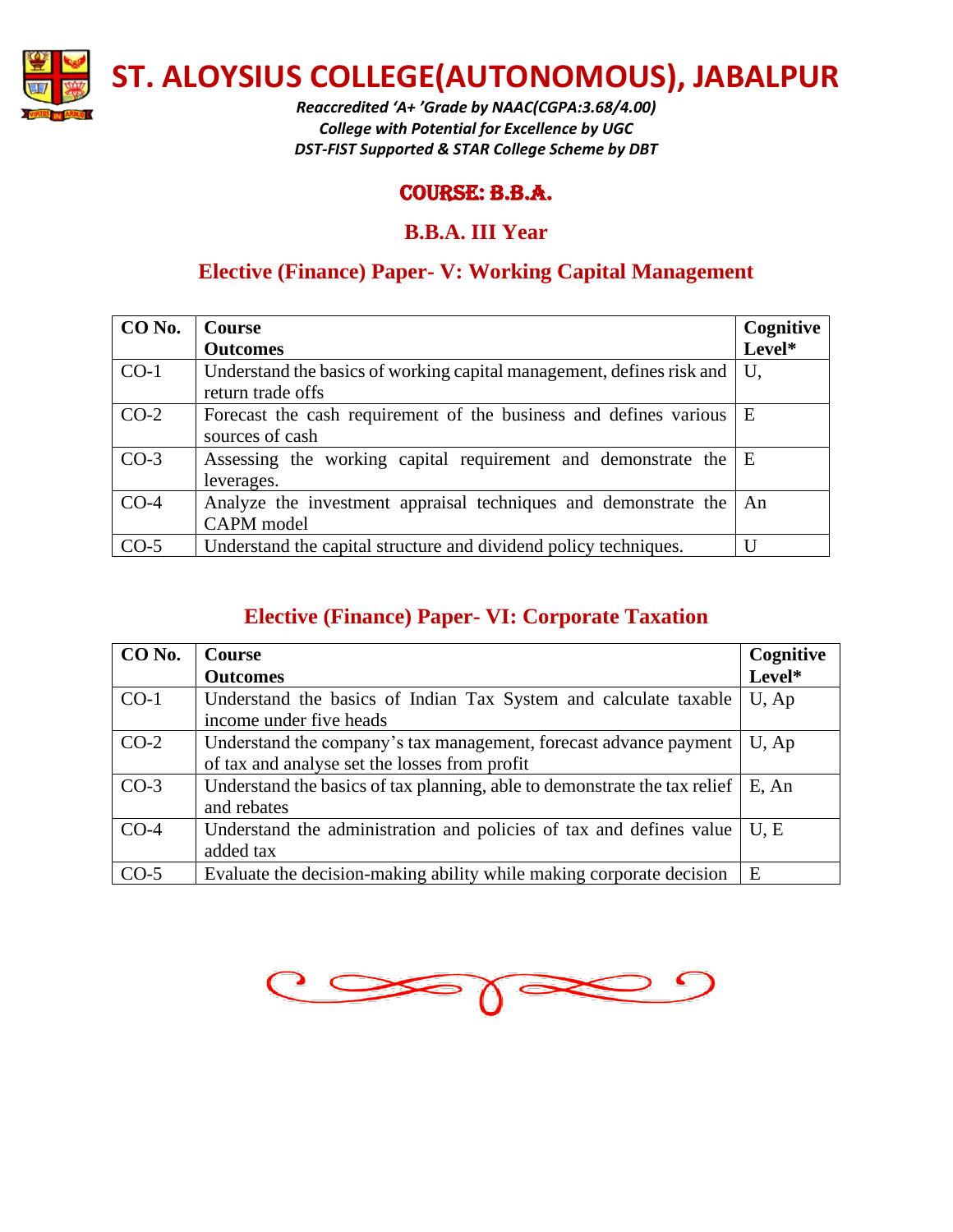# ST. ALOYSIUS COLLEGE(AUTONOMOUS), JABALPUR

*Reaccredited 'A+ 'Grade by NAAC(CGPA:3.68/4.00)*
*College with Potential for Excellence by UGC*
*DST-FIST Supported & STAR College Scheme by DBT*

## COURSE: B.B.A.

### B.B.A. III Year

### Elective (Finance) Paper- V: Working Capital Management

| CO No. | Course Outcomes | Cognitive Level* |
|---|---|---|
| CO-1 | Understand the basics of working capital management, defines risk and return trade offs | U, |
| CO-2 | Forecast the cash requirement of the business and defines various sources of cash | E |
| CO-3 | Assessing the working capital requirement and demonstrate the leverages. | E |
| CO-4 | Analyze the investment appraisal techniques and demonstrate the CAPM model | An |
| CO-5 | Understand the capital structure and dividend policy techniques. | U |

### Elective (Finance) Paper- VI: Corporate Taxation

| CO No. | Course Outcomes | Cognitive Level* |
|---|---|---|
| CO-1 | Understand the basics of Indian Tax System and calculate taxable income under five heads | U, Ap |
| CO-2 | Understand the company's tax management, forecast advance payment of tax and analyse set the losses from profit | U, Ap |
| CO-3 | Understand the basics of tax planning, able to demonstrate the tax relief and rebates | E, An |
| CO-4 | Understand the administration and policies of tax and defines value added tax | U, E |
| CO-5 | Evaluate the decision-making ability while making corporate decision | E |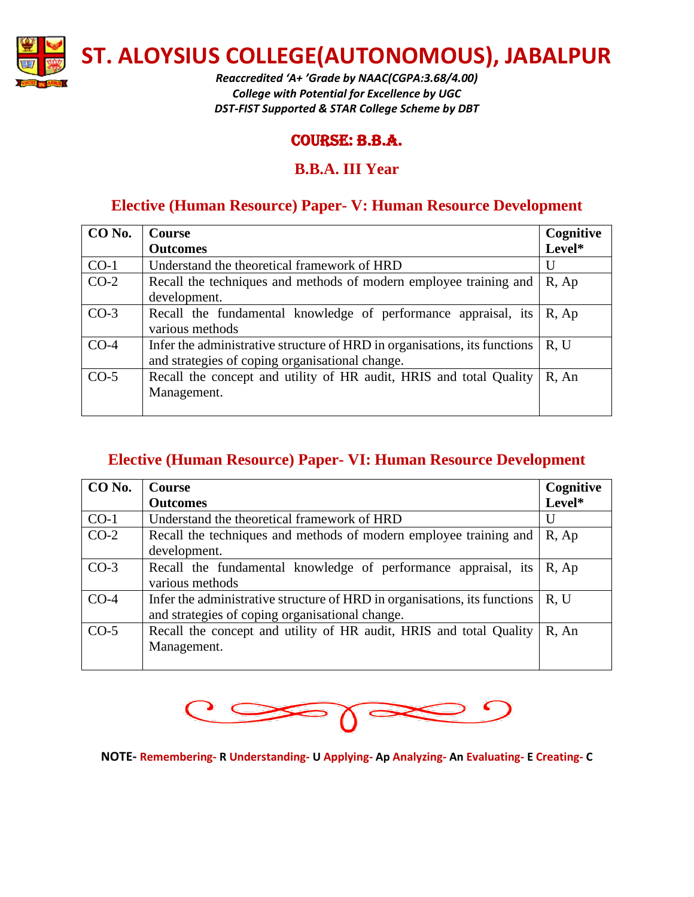# ST. ALOYSIUS COLLEGE(AUTONOMOUS), JABALPUR

*Reaccredited 'A+ 'Grade by NAAC(CGPA:3.68/4.00)*
*College with Potential for Excellence by UGC*
*DST-FIST Supported & STAR College Scheme by DBT*

## COURSE: B.B.A.

## B.B.A. III Year

### Elective (Human Resource) Paper- V: Human Resource Development

| CO No. | Course Outcomes | Cognitive Level* |
|---|---|---|
| CO-1 | Understand the theoretical framework of HRD | U |
| CO-2 | Recall the techniques and methods of modern employee training and development. | R, Ap |
| CO-3 | Recall the fundamental knowledge of performance appraisal, its various methods | R, Ap |
| CO-4 | Infer the administrative structure of HRD in organisations, its functions and strategies of coping organisational change. | R, U |
| CO-5 | Recall the concept and utility of HR audit, HRIS and total Quality Management. | R, An |

### Elective (Human Resource) Paper- VI: Human Resource Development

| CO No. | Course Outcomes | Cognitive Level* |
|---|---|---|
| CO-1 | Understand the theoretical framework of HRD | U |
| CO-2 | Recall the techniques and methods of modern employee training and development. | R, Ap |
| CO-3 | Recall the fundamental knowledge of performance appraisal, its various methods | R, Ap |
| CO-4 | Infer the administrative structure of HRD in organisations, its functions and strategies of coping organisational change. | R, U |
| CO-5 | Recall the concept and utility of HR audit, HRIS and total Quality Management. | R, An |

**NOTE-** Remembering- **R** Understanding- **U** Applying- **Ap** Analyzing- **An** Evaluating- **E** Creating- **C**